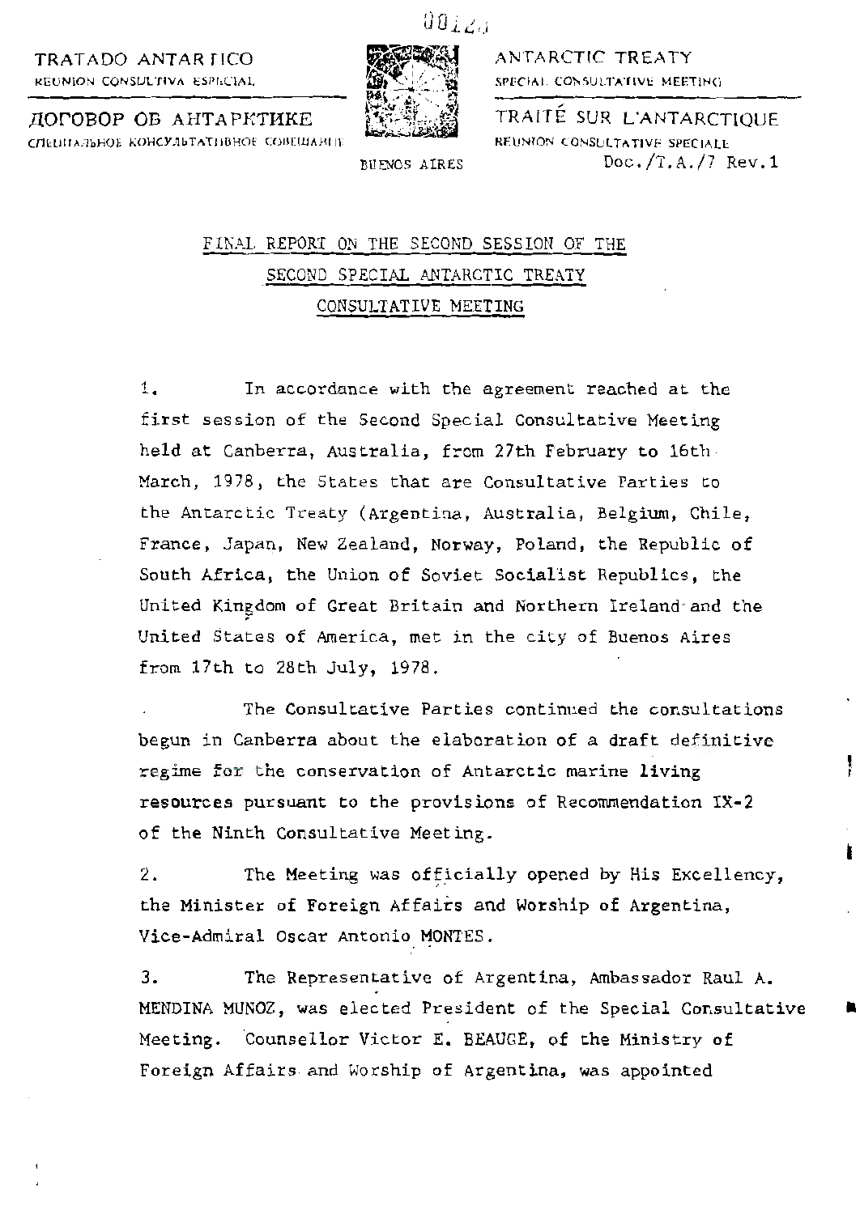TRATADO ANTARTICO
REUNION CONSULTIVA ESPECIAL

ДОГОВОР ОБ АНТАРКТИКЕ
СПЕЦИАЛЬНОЕ КОНСУЛЬТАТИВНОЕ СОВЕЩАНИЕ

ANTARCTIC TREATY
SPECIAL CONSULTATIVE MEETING

TRAITÉ SUR L'ANTARCTIQUE
REUNION CONSULTATIVE SPECIALE

BUENOS AIRES

Doc./T.A./7 Rev.1

## FINAL REPORT ON THE SECOND SESSION OF THE SECOND SPECIAL ANTARCTIC TREATY CONSULTATIVE MEETING

1. In accordance with the agreement reached at the first session of the Second Special Consultative Meeting held at Canberra, Australia, from 27th February to 16th March, 1978, the States that are Consultative Parties to the Antarctic Treaty (Argentina, Australia, Belgium, Chile, France, Japan, New Zealand, Norway, Poland, the Republic of South Africa, the Union of Soviet Socialist Republics, the United Kingdom of Great Britain and Northern Ireland and the United States of America, met in the city of Buenos Aires from 17th to 28th July, 1978.

The Consultative Parties continued the consultations begun in Canberra about the elaboration of a draft definitive regime for the conservation of Antarctic marine living resources pursuant to the provisions of Recommendation IX-2 of the Ninth Consultative Meeting.

2. The Meeting was officially opened by His Excellency, the Minister of Foreign Affairs and Worship of Argentina, Vice-Admiral Oscar Antonio MONTES.

3. The Representative of Argentina, Ambassador Raul A. MENDINA MUNOZ, was elected President of the Special Consultative Meeting. Counsellor Victor E. BEAUGE, of the Ministry of Foreign Affairs and Worship of Argentina, was appointed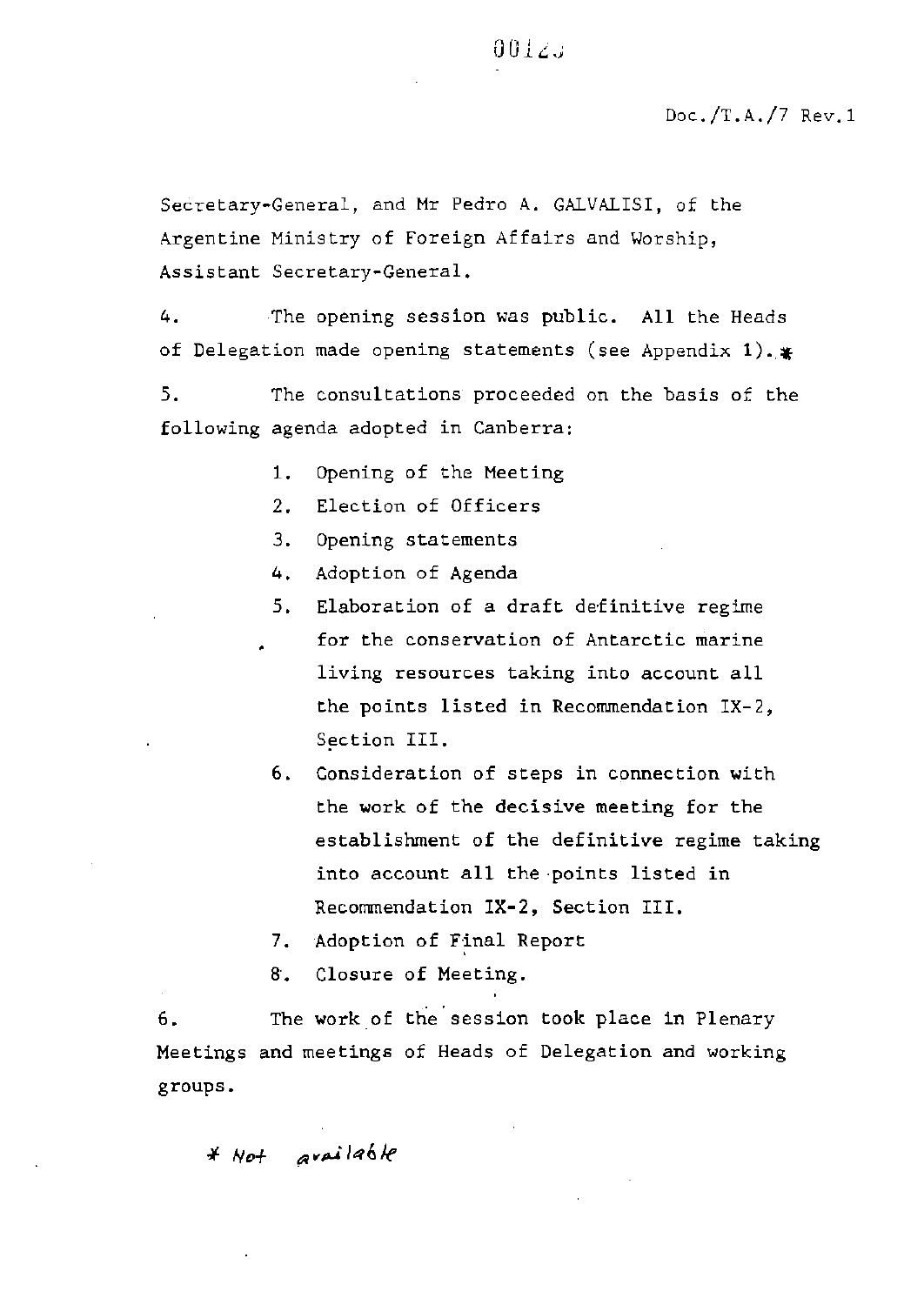Doc./T.A./7 Rev.1

Secretary-General, and Mr Pedro A. GALVALISI, of the Argentine Ministry of Foreign Affairs and Worship, Assistant Secretary-General.

4. The opening session was public. All the Heads of Delegation made opening statements (see Appendix 1).*

5. The consultations proceeded on the basis of the following agenda adopted in Canberra:

1. Opening of the Meeting
2. Election of Officers
3. Opening statements
4. Adoption of Agenda
5. Elaboration of a draft definitive regime for the conservation of Antarctic marine living resources taking into account all the points listed in Recommendation IX-2, Section III.
6. Consideration of steps in connection with the work of the decisive meeting for the establishment of the definitive regime taking into account all the points listed in Recommendation IX-2, Section III.
7. Adoption of Final Report
8. Closure of Meeting.

6. The work of the session took place in Plenary Meetings and meetings of Heads of Delegation and working groups.

* Not available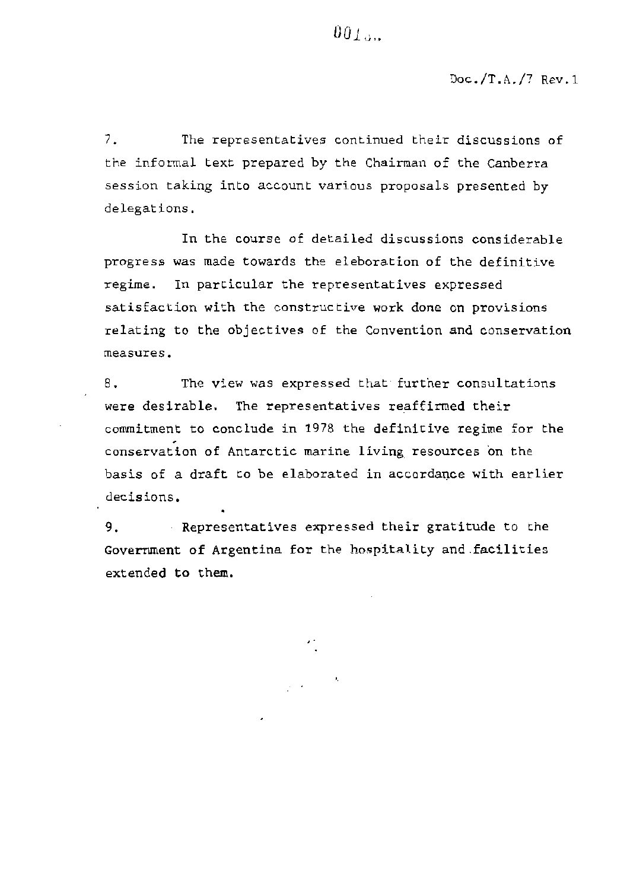Doc./T.A./7 Rev.1

7. The representatives continued their discussions of the informal text prepared by the Chairman of the Canberra session taking into account various proposals presented by delegations.

In the course of detailed discussions considerable progress was made towards the eleboration of the definitive regime. In particular the representatives expressed satisfaction with the constructive work done on provisions relating to the objectives of the Convention and conservation measures.

8. The view was expressed that further consultations were desirable. The representatives reaffirmed their commitment to conclude in 1978 the definitive regime for the conservation of Antarctic marine living resources on the basis of a draft to be elaborated in accordance with earlier decisions.

9. Representatives expressed their gratitude to the Government of Argentina for the hospitality and facilities extended to them.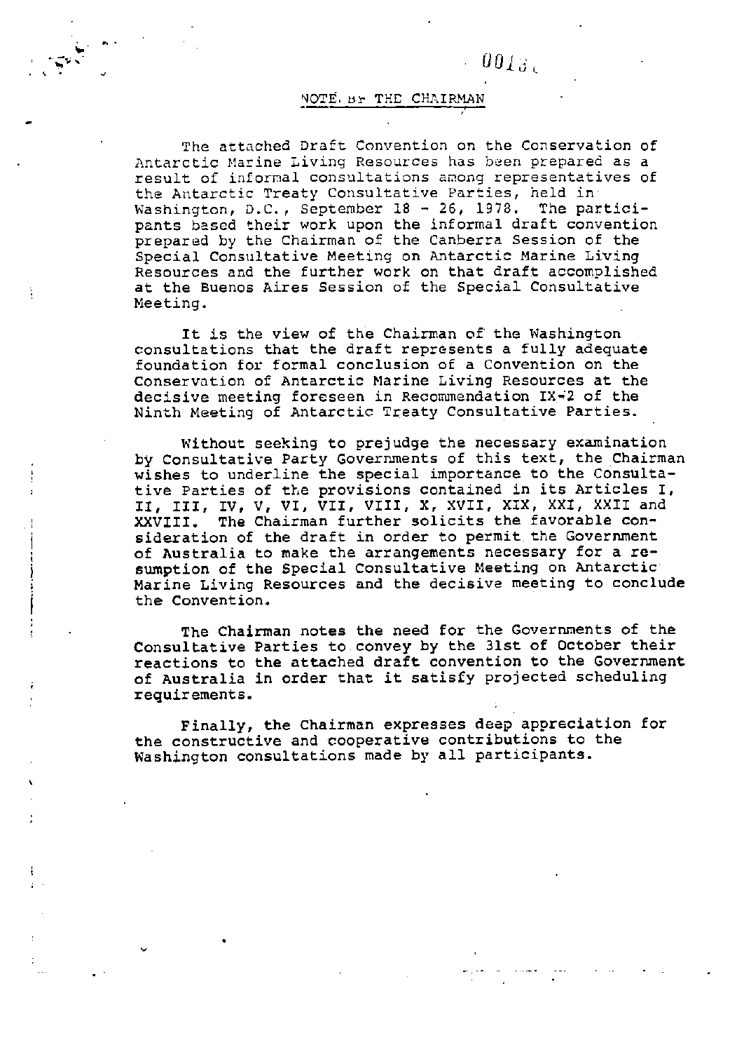## NOTE BY THE CHAIRMAN

The attached Draft Convention on the Conservation of Antarctic Marine Living Resources has been prepared as a result of informal consultations among representatives of the Antarctic Treaty Consultative Parties, held in Washington, D.C., September 18 - 26, 1978. The participants based their work upon the informal draft convention prepared by the Chairman of the Canberra Session of the Special Consultative Meeting on Antarctic Marine Living Resources and the further work on that draft accomplished at the Buenos Aires Session of the Special Consultative Meeting.

It is the view of the Chairman of the Washington consultations that the draft represents a fully adequate foundation for formal conclusion of a Convention on the Conservation of Antarctic Marine Living Resources at the decisive meeting foreseen in Recommendation IX-2 of the Ninth Meeting of Antarctic Treaty Consultative Parties.

Without seeking to prejudge the necessary examination by Consultative Party Governments of this text, the Chairman wishes to underline the special importance to the Consultative Parties of the provisions contained in its Articles I, II, III, IV, V, VI, VII, VIII, X, XVII, XIX, XXI, XXII and XXVIII. The Chairman further solicits the favorable consideration of the draft in order to permit the Government of Australia to make the arrangements necessary for a resumption of the Special Consultative Meeting on Antarctic Marine Living Resources and the decisive meeting to conclude the Convention.

The Chairman notes the need for the Governments of the Consultative Parties to convey by the 31st of October their reactions to the attached draft convention to the Government of Australia in order that it satisfy projected scheduling requirements.

Finally, the Chairman expresses deep appreciation for the constructive and cooperative contributions to the Washington consultations made by all participants.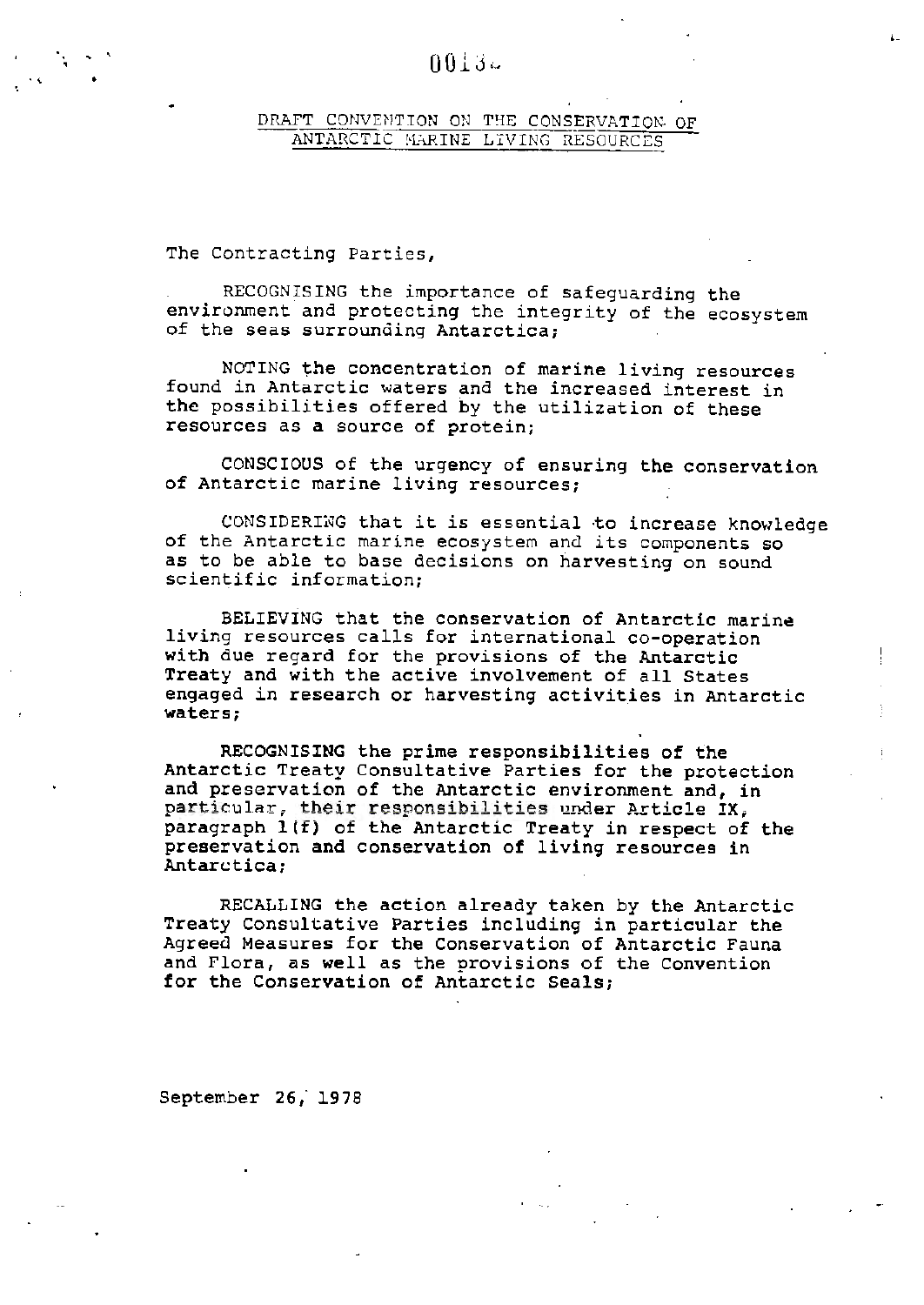## DRAFT CONVENTION ON THE CONSERVATION OF ANTARCTIC MARINE LIVING RESOURCES

The Contracting Parties,

RECOGNISING the importance of safeguarding the environment and protecting the integrity of the ecosystem of the seas surrounding Antarctica;

NOTING the concentration of marine living resources found in Antarctic waters and the increased interest in the possibilities offered by the utilization of these resources as a source of protein;

CONSCIOUS of the urgency of ensuring the conservation of Antarctic marine living resources;

CONSIDERING that it is essential to increase knowledge of the Antarctic marine ecosystem and its components so as to be able to base decisions on harvesting on sound scientific information;

BELIEVING that the conservation of Antarctic marine living resources calls for international co-operation with due regard for the provisions of the Antarctic Treaty and with the active involvement of all States engaged in research or harvesting activities in Antarctic waters;

RECOGNISING the prime responsibilities of the Antarctic Treaty Consultative Parties for the protection and preservation of the Antarctic environment and, in particular, their responsibilities under Article IX, paragraph 1(f) of the Antarctic Treaty in respect of the preservation and conservation of living resources in Antarctica;

RECALLING the action already taken by the Antarctic Treaty Consultative Parties including in particular the Agreed Measures for the Conservation of Antarctic Fauna and Flora, as well as the provisions of the Convention for the Conservation of Antarctic Seals;

September 26, 1978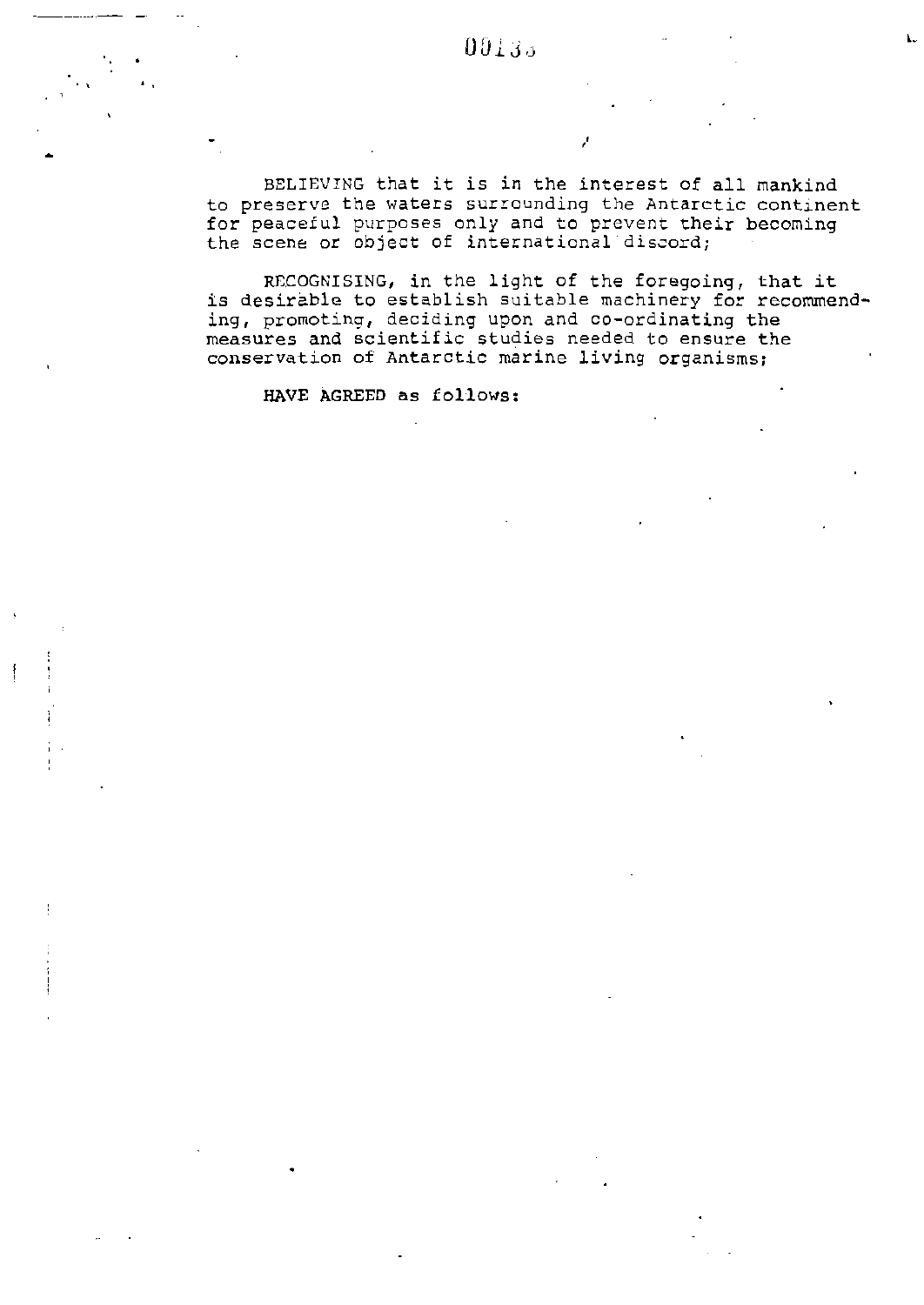BELIEVING that it is in the interest of all mankind to preserve the waters surrounding the Antarctic continent for peaceful purposes only and to prevent their becoming the scene or object of international discord;

RECOGNISING, in the light of the foregoing, that it is desirable to establish suitable machinery for recommending, promoting, deciding upon and co-ordinating the measures and scientific studies needed to ensure the conservation of Antarctic marine living organisms;

HAVE AGREED as follows: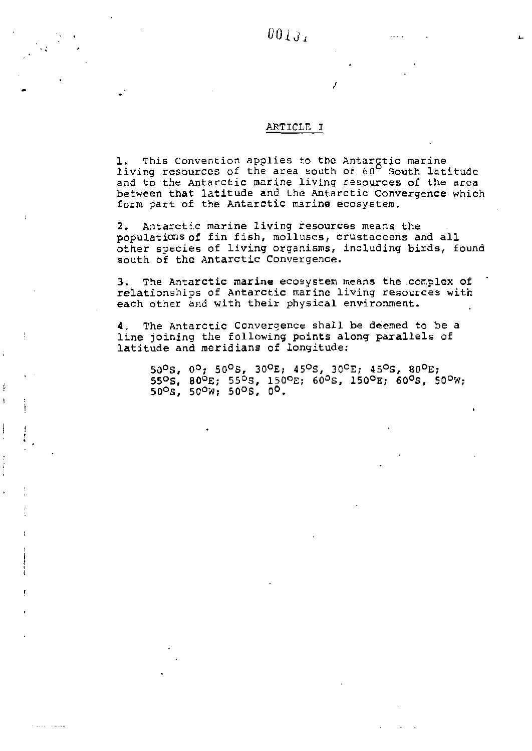## ARTICLE I

1. This Convention applies to the Antarctic marine living resources of the area south of 60° South latitude and to the Antarctic marine living resources of the area between that latitude and the Antarctic Convergence which form part of the Antarctic marine ecosystem.

2. Antarctic marine living resources means the populations of fin fish, molluscs, crustaceans and all other species of living organisms, including birds, found south of the Antarctic Convergence.

3. The Antarctic marine ecosystem means the complex of relationships of Antarctic marine living resources with each other and with their physical environment.

4. The Antarctic Convergence shall be deemed to be a line joining the following points along parallels of latitude and meridians of longitude:

   50°S, 0°; 50°S, 30°E; 45°S, 30°E; 45°S, 80°E; 55°S, 80°E; 55°S, 150°E; 60°S, 150°E; 60°S, 50°W; 50°S, 50°W; 50°S, 0°.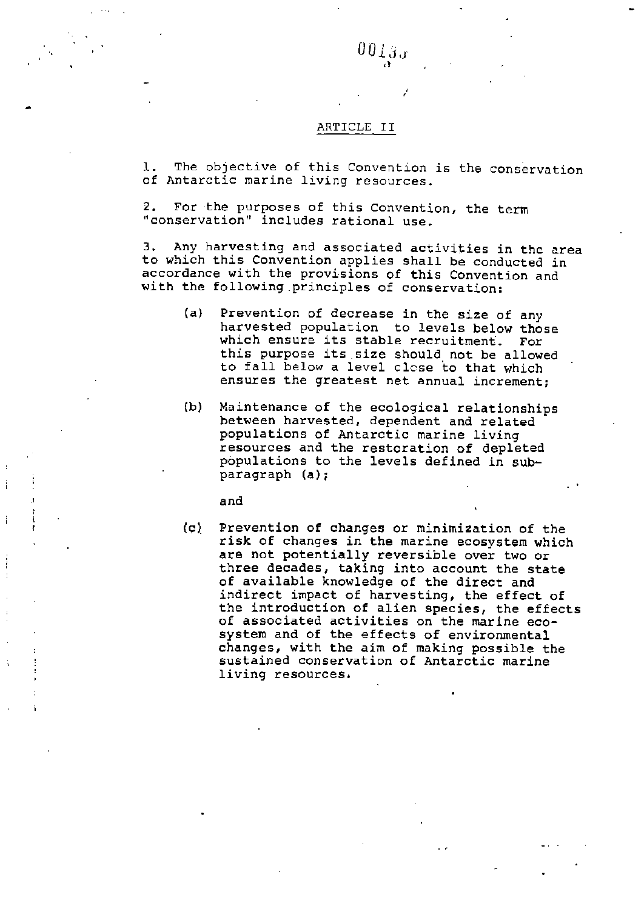ARTICLE II

1. The objective of this Convention is the conservation of Antarctic marine living resources.

2. For the purposes of this Convention, the term "conservation" includes rational use.

3. Any harvesting and associated activities in the area to which this Convention applies shall be conducted in accordance with the provisions of this Convention and with the following principles of conservation:

(a) Prevention of decrease in the size of any harvested population to levels below those which ensure its stable recruitment. For this purpose its size should not be allowed to fall below a level close to that which ensures the greatest net annual increment;

(b) Maintenance of the ecological relationships between harvested, dependent and related populations of Antarctic marine living resources and the restoration of depleted populations to the levels defined in sub-paragraph (a);

and

(c) Prevention of changes or minimization of the risk of changes in the marine ecosystem which are not potentially reversible over two or three decades, taking into account the state of available knowledge of the direct and indirect impact of harvesting, the effect of the introduction of alien species, the effects of associated activities on the marine ecosystem and of the effects of environmental changes, with the aim of making possible the sustained conservation of Antarctic marine living resources.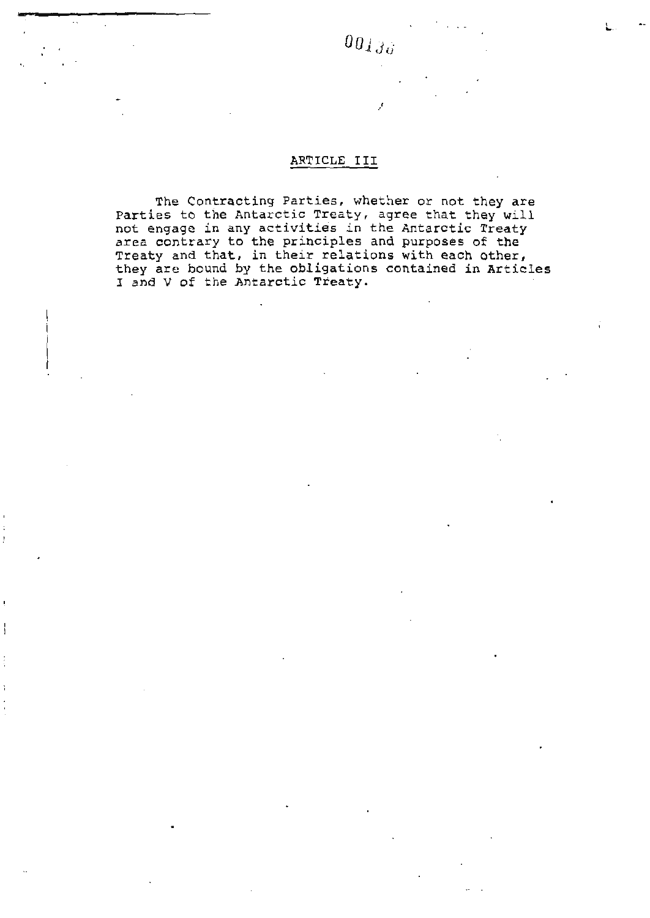## ARTICLE III

The Contracting Parties, whether or not they are Parties to the Antarctic Treaty, agree that they will not engage in any activities in the Antarctic Treaty area contrary to the principles and purposes of the Treaty and that, in their relations with each other, they are bound by the obligations contained in Articles I and V of the Antarctic Treaty.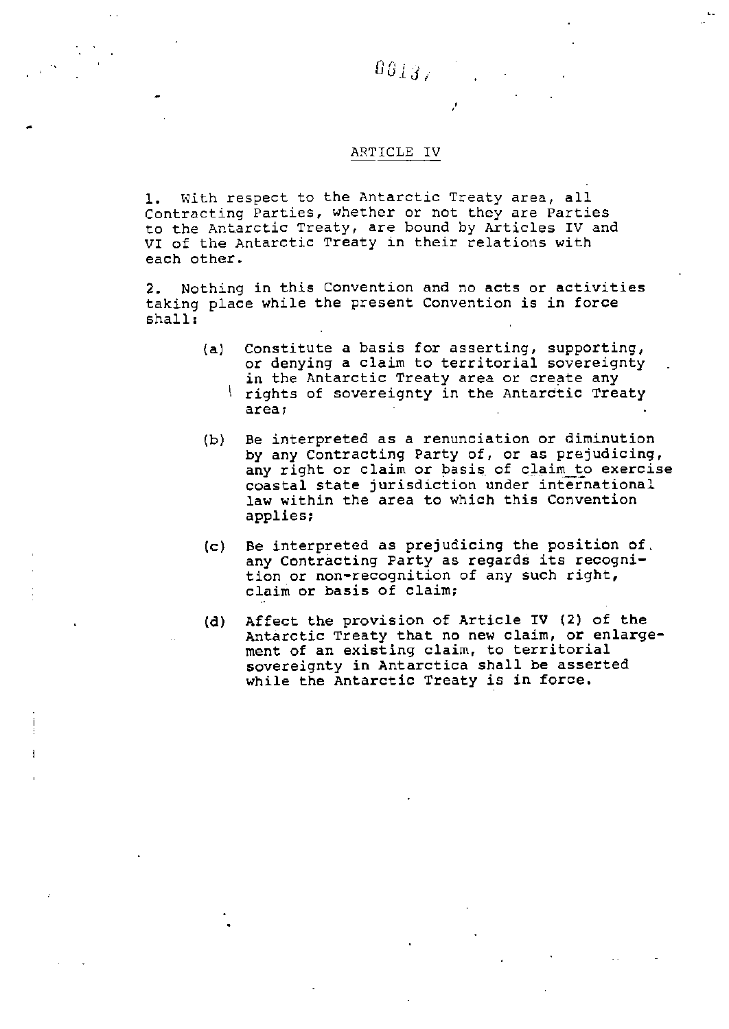## ARTICLE IV

1. With respect to the Antarctic Treaty area, all Contracting Parties, whether or not they are Parties to the Antarctic Treaty, are bound by Articles IV and VI of the Antarctic Treaty in their relations with each other.

2. Nothing in this Convention and no acts or activities taking place while the present Convention is in force shall:

   (a) Constitute a basis for asserting, supporting, or denying a claim to territorial sovereignty in the Antarctic Treaty area or create any rights of sovereignty in the Antarctic Treaty area;

   (b) Be interpreted as a renunciation or diminution by any Contracting Party of, or as prejudicing, any right or claim or basis of claim to exercise coastal state jurisdiction under international law within the area to which this Convention applies;

   (c) Be interpreted as prejudicing the position of any Contracting Party as regards its recognition or non-recognition of any such right, claim or basis of claim;

   (d) Affect the provision of Article IV (2) of the Antarctic Treaty that no new claim, or enlargement of an existing claim, to territorial sovereignty in Antarctica shall be asserted while the Antarctic Treaty is in force.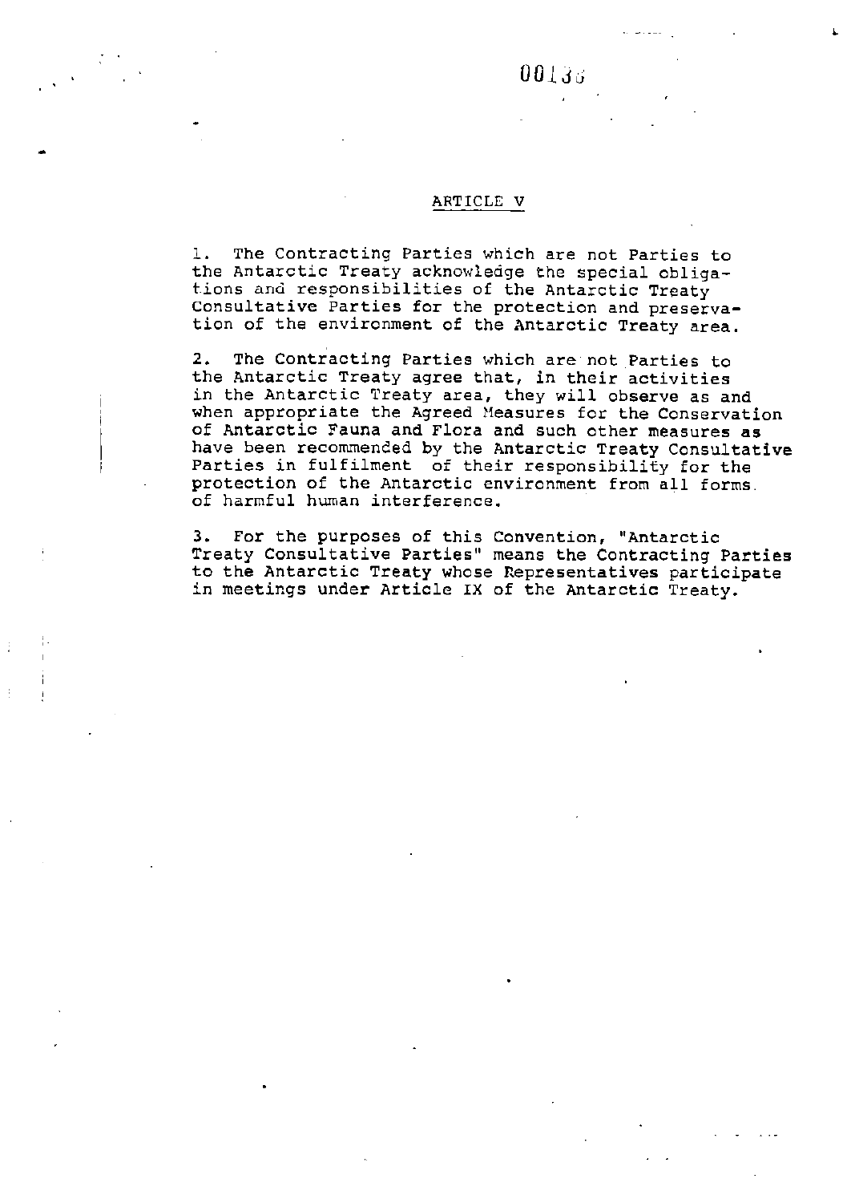## ARTICLE V

1. The Contracting Parties which are not Parties to the Antarctic Treaty acknowledge the special obligations and responsibilities of the Antarctic Treaty Consultative Parties for the protection and preservation of the environment of the Antarctic Treaty area.

2. The Contracting Parties which are not Parties to the Antarctic Treaty agree that, in their activities in the Antarctic Treaty area, they will observe as and when appropriate the Agreed Measures for the Conservation of Antarctic Fauna and Flora and such other measures as have been recommended by the Antarctic Treaty Consultative Parties in fulfilment of their responsibility for the protection of the Antarctic environment from all forms of harmful human interference.

3. For the purposes of this Convention, "Antarctic Treaty Consultative Parties" means the Contracting Parties to the Antarctic Treaty whose Representatives participate in meetings under Article IX of the Antarctic Treaty.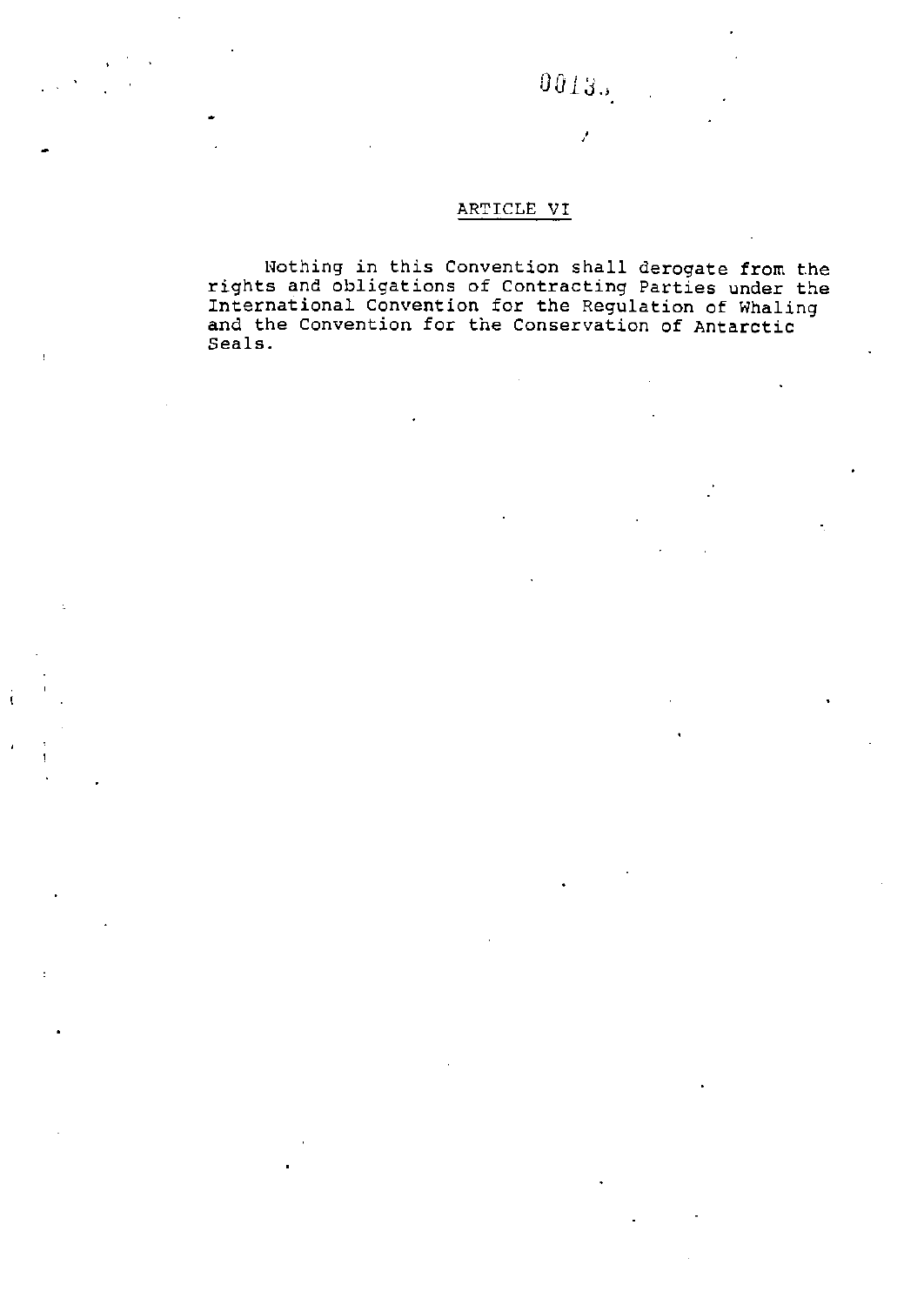## ARTICLE VI

Nothing in this Convention shall derogate from the rights and obligations of Contracting Parties under the International Convention for the Regulation of Whaling and the Convention for the Conservation of Antarctic Seals.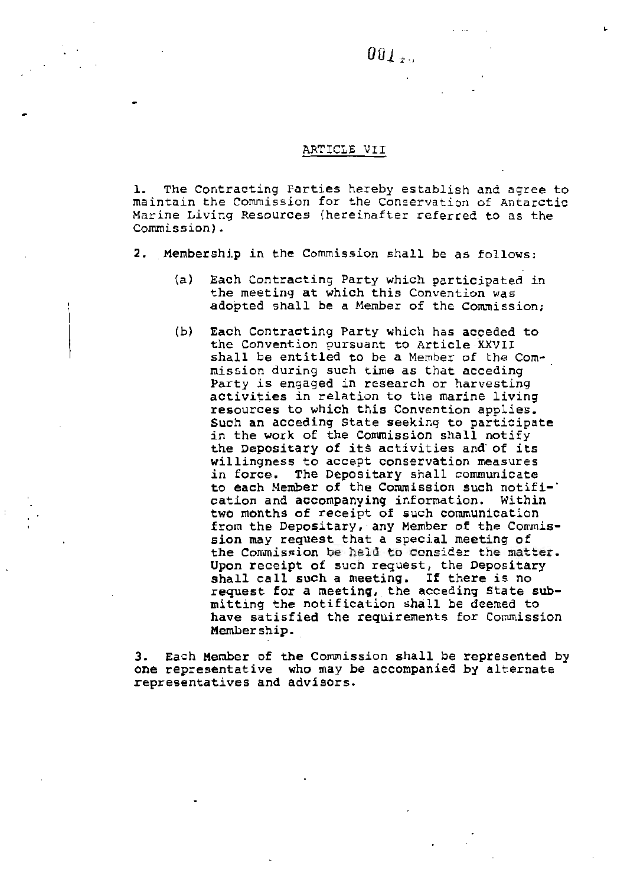## ARTICLE VII

1. The Contracting Parties hereby establish and agree to maintain the Commission for the Conservation of Antarctic Marine Living Resources (hereinafter referred to as the Commission).

2. Membership in the Commission shall be as follows:

   (a) Each Contracting Party which participated in the meeting at which this Convention was adopted shall be a Member of the Commission;

   (b) Each Contracting Party which has acceded to the Convention pursuant to Article XXVII shall be entitled to be a Member of the Commission during such time as that acceding Party is engaged in research or harvesting activities in relation to the marine living resources to which this Convention applies. Such an acceding State seeking to participate in the work of the Commission shall notify the Depositary of its activities and of its willingness to accept conservation measures in force. The Depositary shall communicate to each Member of the Commission such notification and accompanying information. Within two months of receipt of such communication from the Depositary, any Member of the Commission may request that a special meeting of the Commission be held to consider the matter. Upon receipt of such request, the Depositary shall call such a meeting. If there is no request for a meeting, the acceding State submitting the notification shall be deemed to have satisfied the requirements for Commission Membership.

3. Each Member of the Commission shall be represented by one representative who may be accompanied by alternate representatives and advisors.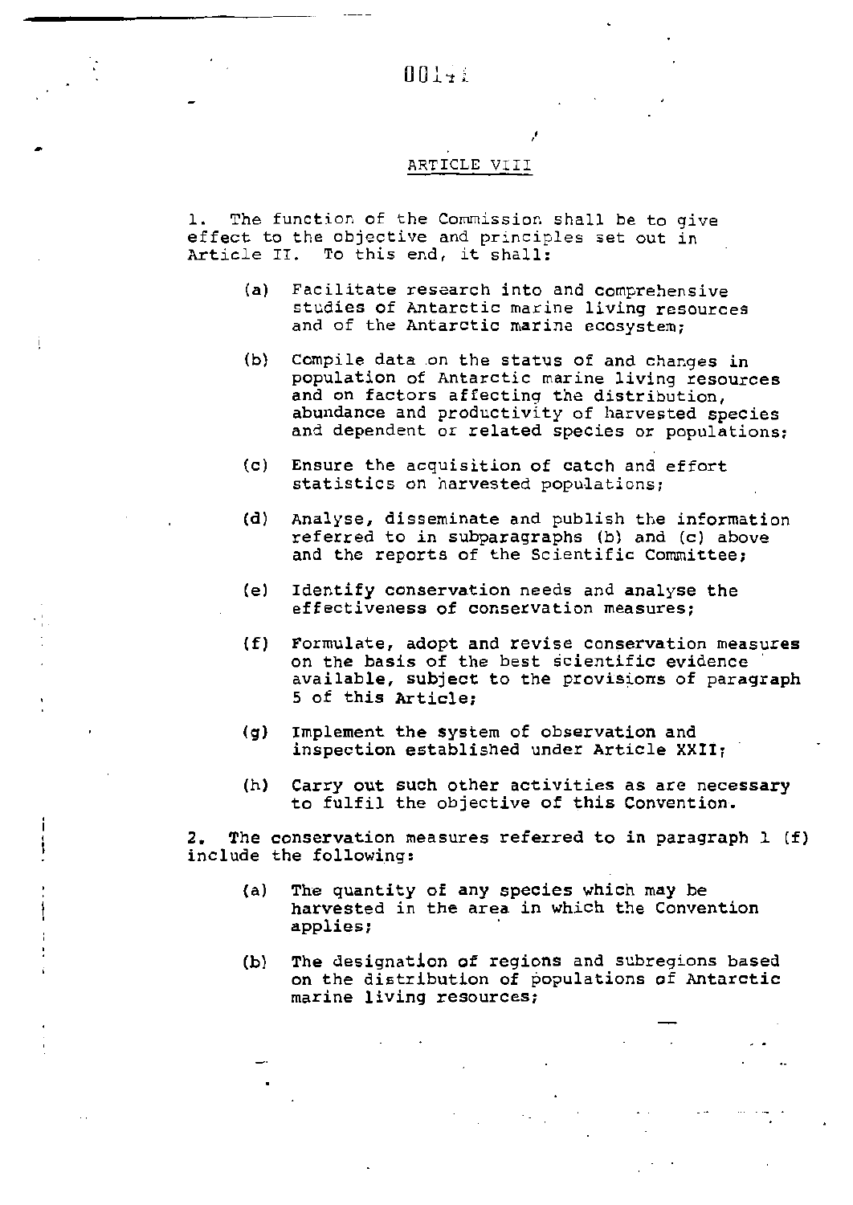## ARTICLE VIII

1. The function of the Commission shall be to give effect to the objective and principles set out in Article II. To this end, it shall:

   (a) Facilitate research into and comprehensive studies of Antarctic marine living resources and of the Antarctic marine ecosystem;

   (b) Compile data on the status of and changes in population of Antarctic marine living resources and on factors affecting the distribution, abundance and productivity of harvested species and dependent or related species or populations;

   (c) Ensure the acquisition of catch and effort statistics on harvested populations;

   (d) Analyse, disseminate and publish the information referred to in subparagraphs (b) and (c) above and the reports of the Scientific Committee;

   (e) Identify conservation needs and analyse the effectiveness of conservation measures;

   (f) Formulate, adopt and revise conservation measures on the basis of the best scientific evidence available, subject to the provisions of paragraph 5 of this Article;

   (g) Implement the system of observation and inspection established under Article XXII;

   (h) Carry out such other activities as are necessary to fulfil the objective of this Convention.

2. The conservation measures referred to in paragraph 1 (f) include the following:

   (a) The quantity of any species which may be harvested in the area in which the Convention applies;

   (b) The designation of regions and subregions based on the distribution of populations of Antarctic marine living resources;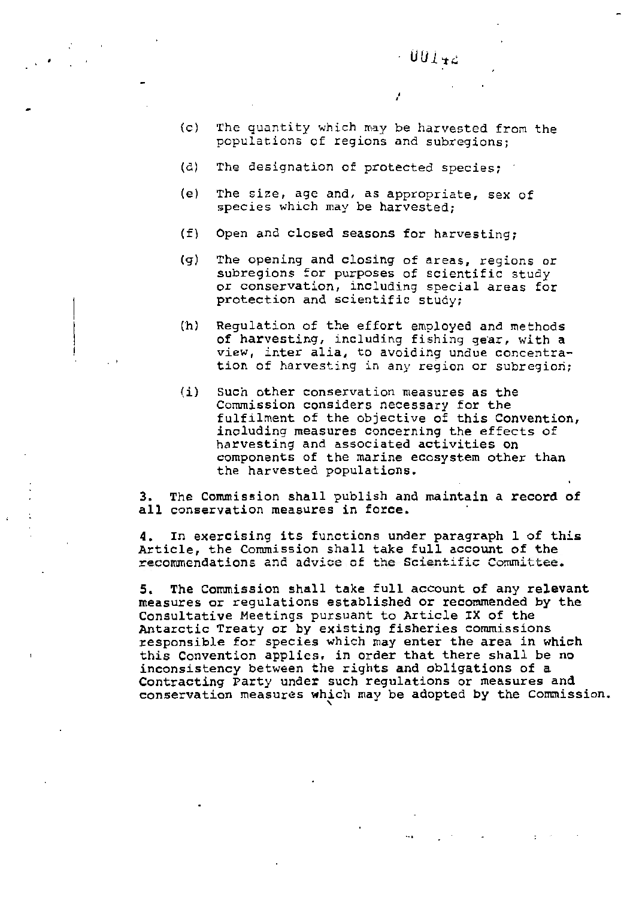(c) The quantity which may be harvested from the populations of regions and subregions;

(d) The designation of protected species;

(e) The size, age and, as appropriate, sex of species which may be harvested;

(f) Open and closed seasons for harvesting;

(g) The opening and closing of areas, regions or subregions for purposes of scientific study or conservation, including special areas for protection and scientific study;

(h) Regulation of the effort employed and methods of harvesting, including fishing gear, with a view, inter alia, to avoiding undue concentration of harvesting in any region or subregion;

(i) Such other conservation measures as the Commission considers necessary for the fulfilment of the objective of this Convention, including measures concerning the effects of harvesting and associated activities on components of the marine ecosystem other than the harvested populations.

3. The Commission shall publish and maintain a record of all conservation measures in force.

4. In exercising its functions under paragraph 1 of this Article, the Commission shall take full account of the recommendations and advice of the Scientific Committee.

5. The Commission shall take full account of any relevant measures or regulations established or recommended by the Consultative Meetings pursuant to Article IX of the Antarctic Treaty or by existing fisheries commissions responsible for species which may enter the area in which this Convention applies, in order that there shall be no inconsistency between the rights and obligations of a Contracting Party under such regulations or measures and conservation measures which may be adopted by the Commission.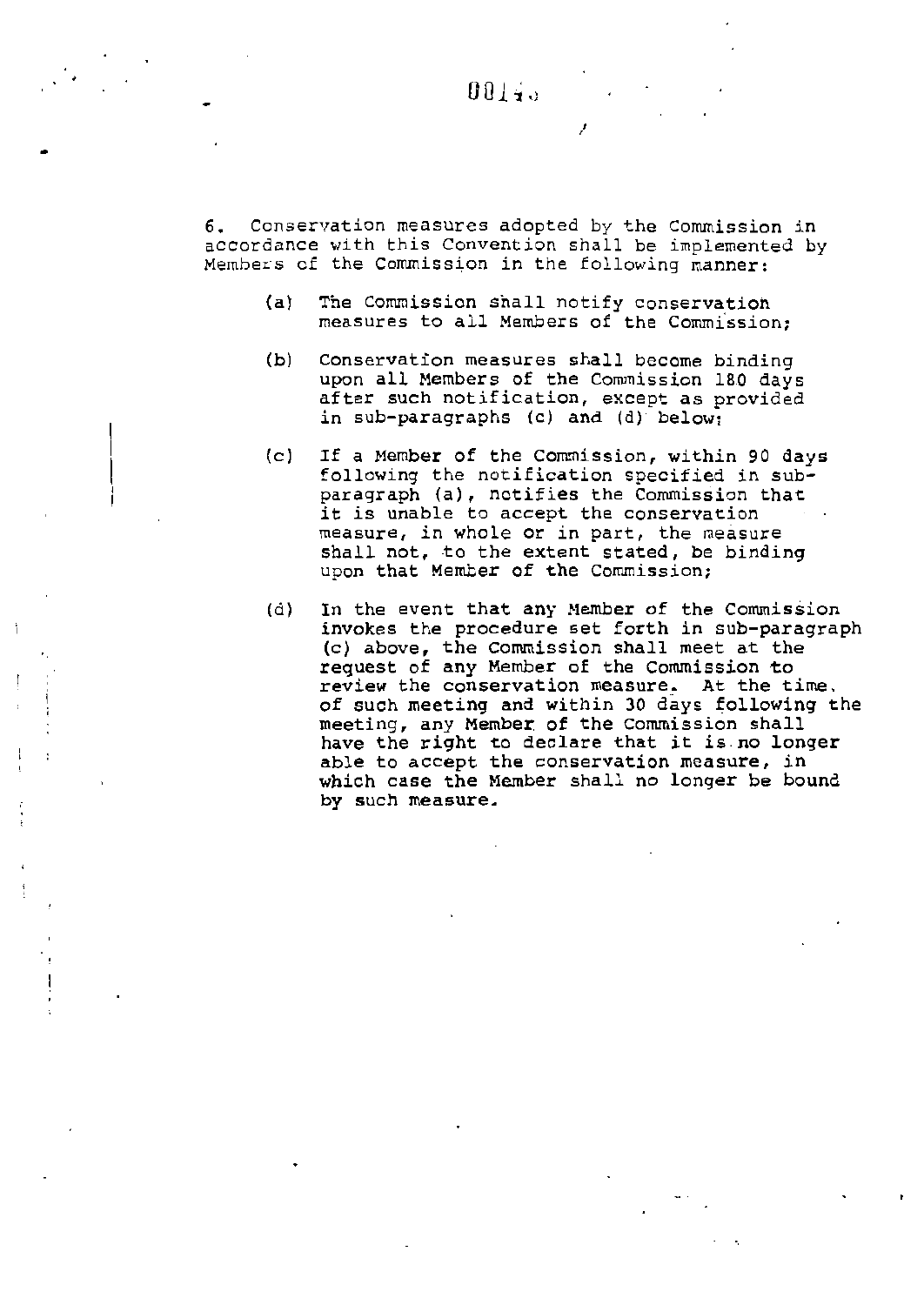6. Conservation measures adopted by the Commission in accordance with this Convention shall be implemented by Members of the Commission in the following manner:

(a) The Commission shall notify conservation measures to all Members of the Commission;

(b) Conservation measures shall become binding upon all Members of the Commission 180 days after such notification, except as provided in sub-paragraphs (c) and (d) below;

(c) If a Member of the Commission, within 90 days following the notification specified in sub-paragraph (a), notifies the Commission that it is unable to accept the conservation measure, in whole or in part, the measure shall not, to the extent stated, be binding upon that Member of the Commission;

(d) In the event that any Member of the Commission invokes the procedure set forth in sub-paragraph (c) above, the Commission shall meet at the request of any Member of the Commission to review the conservation measure. At the time of such meeting and within 30 days following the meeting, any Member of the Commission shall have the right to declare that it is no longer able to accept the conservation measure, in which case the Member shall no longer be bound by such measure.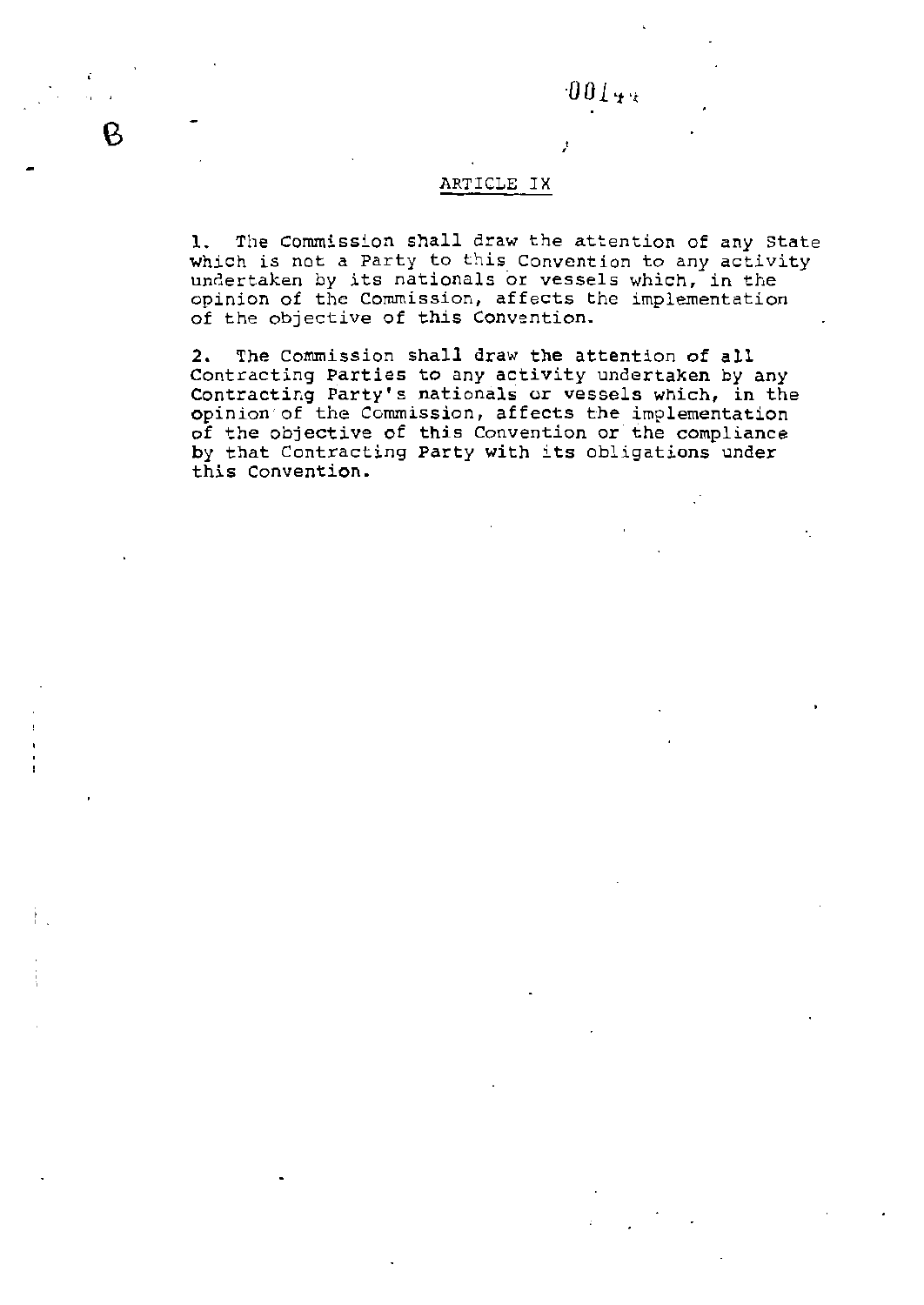## ARTICLE IX

1. The Commission shall draw the attention of any State which is not a Party to this Convention to any activity undertaken by its nationals or vessels which, in the opinion of the Commission, affects the implementation of the objective of this Convention.

2. The Commission shall draw the attention of all Contracting Parties to any activity undertaken by any Contracting Party's nationals or vessels which, in the opinion of the Commission, affects the implementation of the objective of this Convention or the compliance by that Contracting Party with its obligations under this Convention.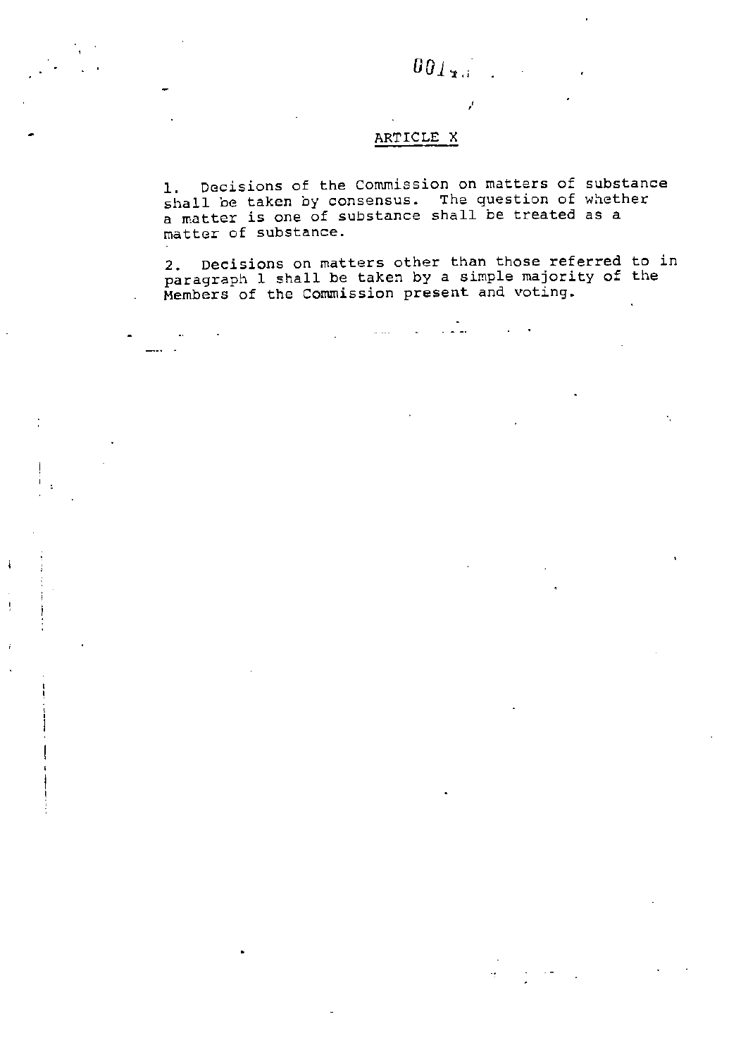## ARTICLE X

1. Decisions of the Commission on matters of substance shall be taken by consensus. The question of whether a matter is one of substance shall be treated as a matter of substance.

2. Decisions on matters other than those referred to in paragraph 1 shall be taken by a simple majority of the Members of the Commission present and voting.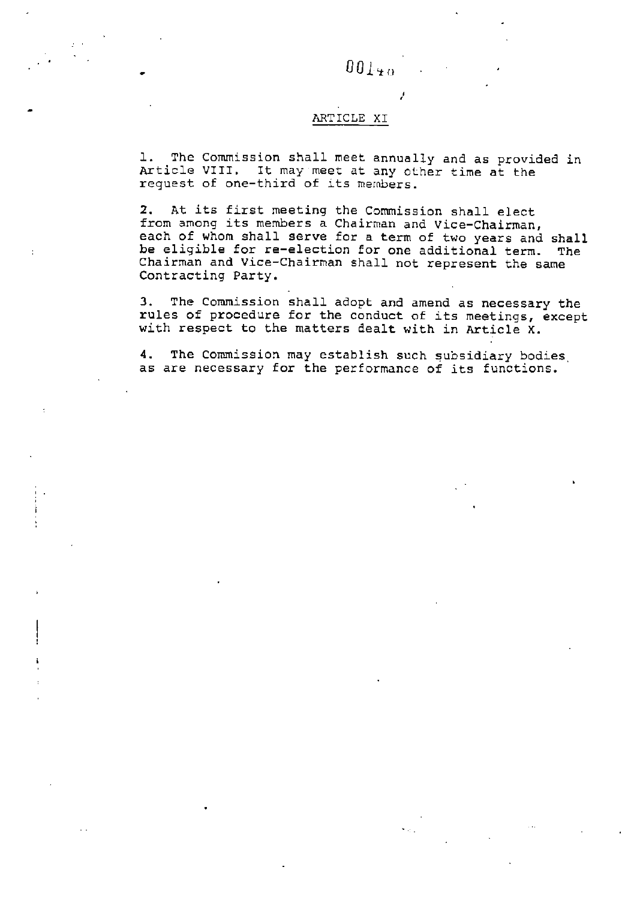## ARTICLE XI

1. The Commission shall meet annually and as provided in Article VIII. It may meet at any other time at the request of one-third of its members.

2. At its first meeting the Commission shall elect from among its members a Chairman and Vice-Chairman, each of whom shall serve for a term of two years and shall be eligible for re-election for one additional term. The Chairman and Vice-Chairman shall not represent the same Contracting Party.

3. The Commission shall adopt and amend as necessary the rules of procedure for the conduct of its meetings, except with respect to the matters dealt with in Article X.

4. The Commission may establish such subsidiary bodies as are necessary for the performance of its functions.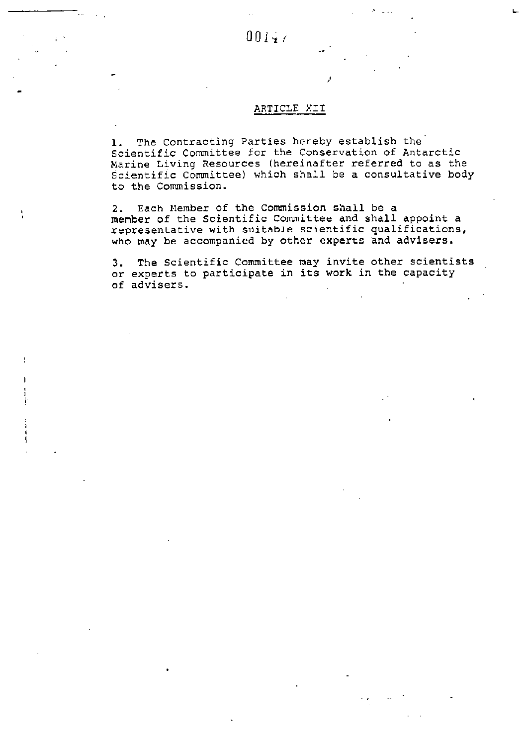## ARTICLE XII

1. The Contracting Parties hereby establish the Scientific Committee for the Conservation of Antarctic Marine Living Resources (hereinafter referred to as the Scientific Committee) which shall be a consultative body to the Commission.

2. Each Member of the Commission shall be a member of the Scientific Committee and shall appoint a representative with suitable scientific qualifications, who may be accompanied by other experts and advisers.

3. The Scientific Committee may invite other scientists or experts to participate in its work in the capacity of advisers.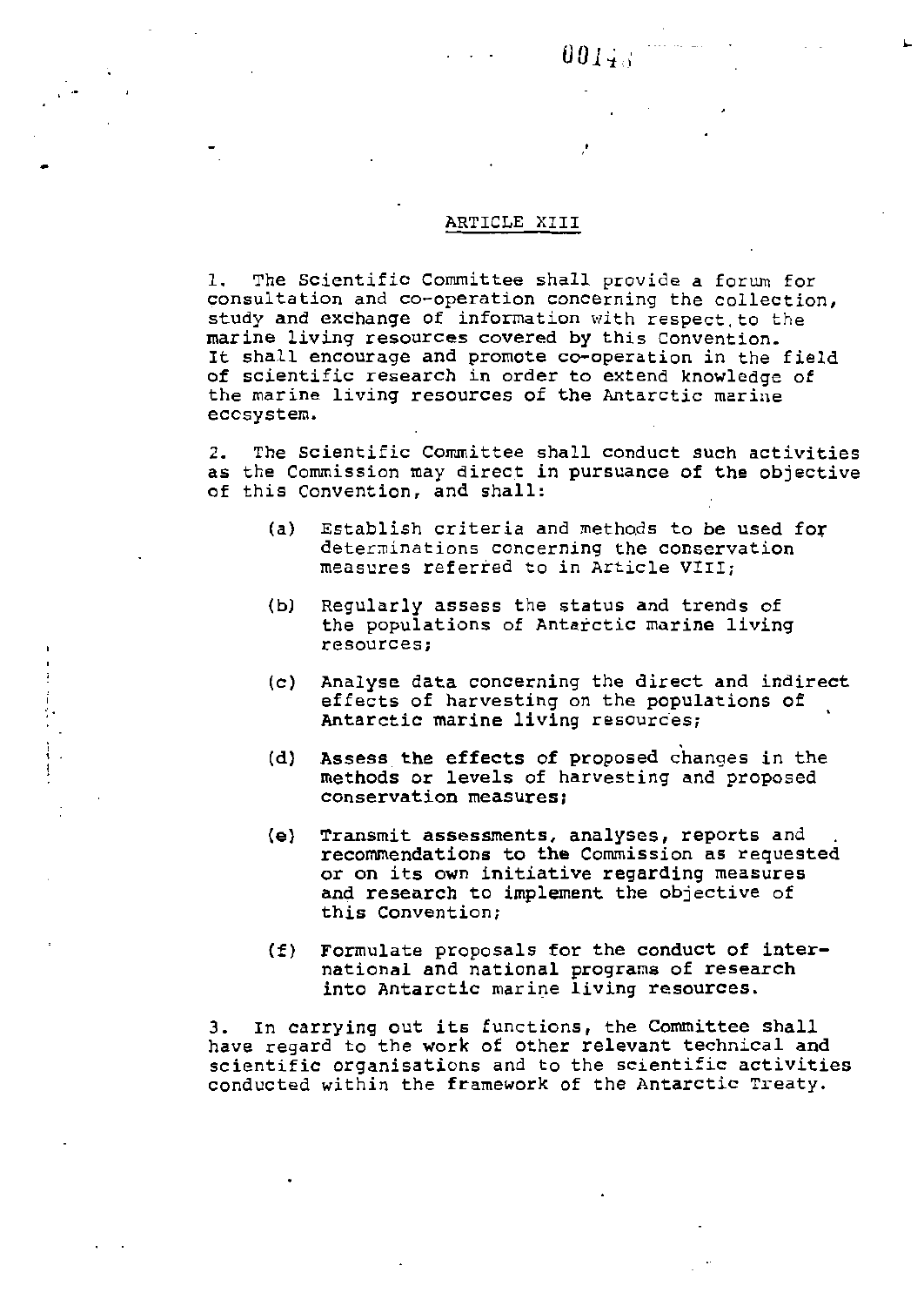## ARTICLE XIII

1. The Scientific Committee shall provide a forum for consultation and co-operation concerning the collection, study and exchange of information with respect to the marine living resources covered by this Convention. It shall encourage and promote co-operation in the field of scientific research in order to extend knowledge of the marine living resources of the Antarctic marine ecosystem.

2. The Scientific Committee shall conduct such activities as the Commission may direct in pursuance of the objective of this Convention, and shall:

   (a) Establish criteria and methods to be used for determinations concerning the conservation measures referred to in Article VIII;

   (b) Regularly assess the status and trends of the populations of Antarctic marine living resources;

   (c) Analyse data concerning the direct and indirect effects of harvesting on the populations of Antarctic marine living resources;

   (d) Assess the effects of proposed changes in the methods or levels of harvesting and proposed conservation measures;

   (e) Transmit assessments, analyses, reports and recommendations to the Commission as requested or on its own initiative regarding measures and research to implement the objective of this Convention;

   (f) Formulate proposals for the conduct of international and national programs of research into Antarctic marine living resources.

3. In carrying out its functions, the Committee shall have regard to the work of other relevant technical and scientific organisations and to the scientific activities conducted within the framework of the Antarctic Treaty.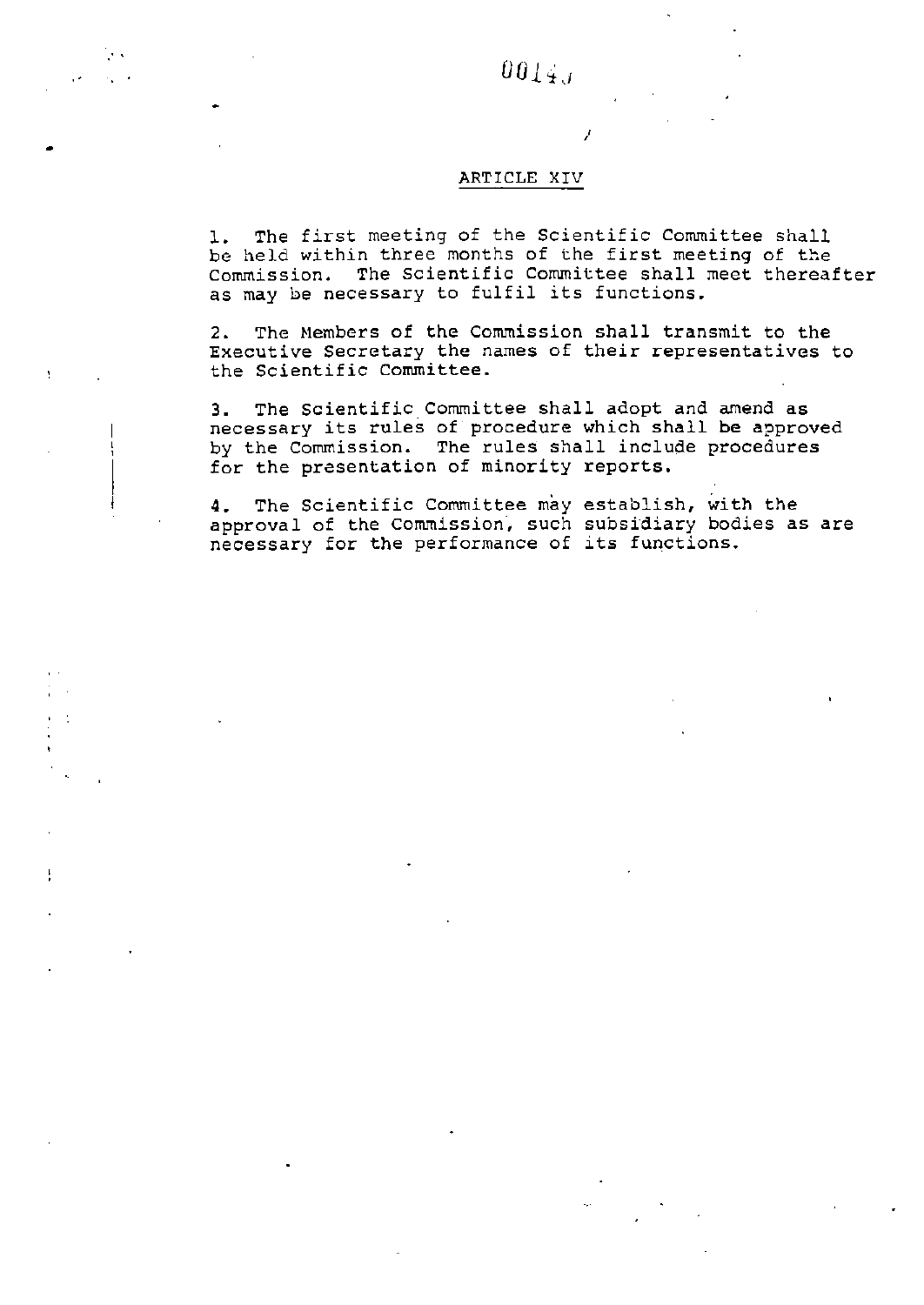## ARTICLE XIV

1. The first meeting of the Scientific Committee shall be held within three months of the first meeting of the Commission. The Scientific Committee shall meet thereafter as may be necessary to fulfil its functions.

2. The Members of the Commission shall transmit to the Executive Secretary the names of their representatives to the Scientific Committee.

3. The Scientific Committee shall adopt and amend as necessary its rules of procedure which shall be approved by the Commission. The rules shall include procedures for the presentation of minority reports.

4. The Scientific Committee may establish, with the approval of the Commission, such subsidiary bodies as are necessary for the performance of its functions.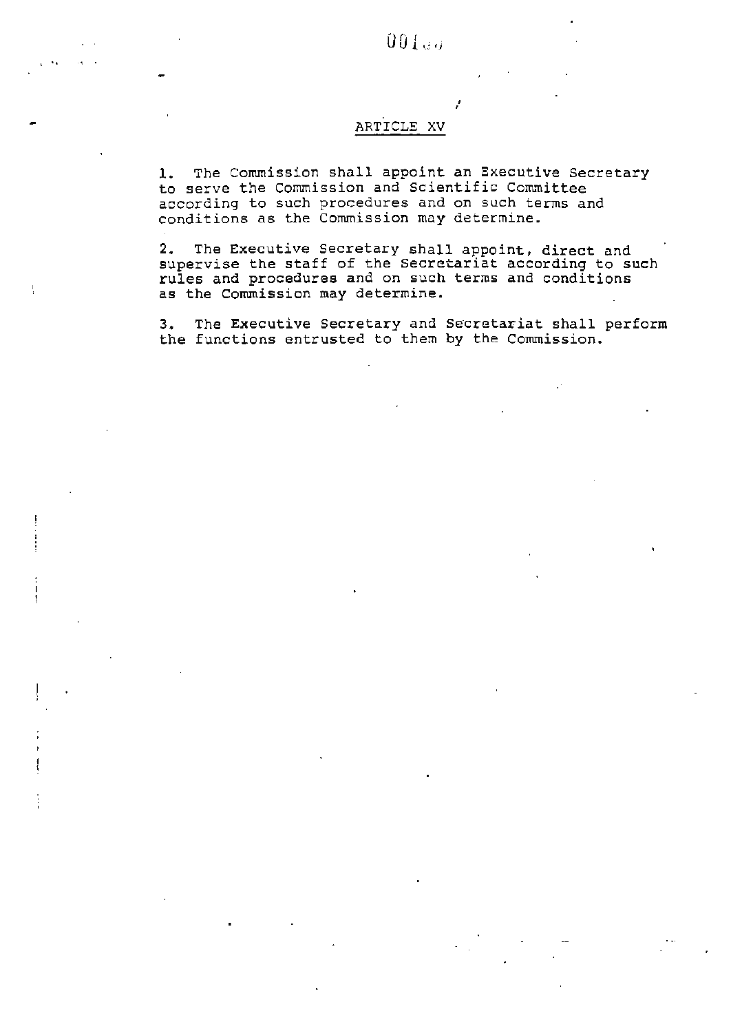## ARTICLE XV

1. The Commission shall appoint an Executive Secretary to serve the Commission and Scientific Committee according to such procedures and on such terms and conditions as the Commission may determine.

2. The Executive Secretary shall appoint, direct and supervise the staff of the Secretariat according to such rules and procedures and on such terms and conditions as the Commission may determine.

3. The Executive Secretary and Secretariat shall perform the functions entrusted to them by the Commission.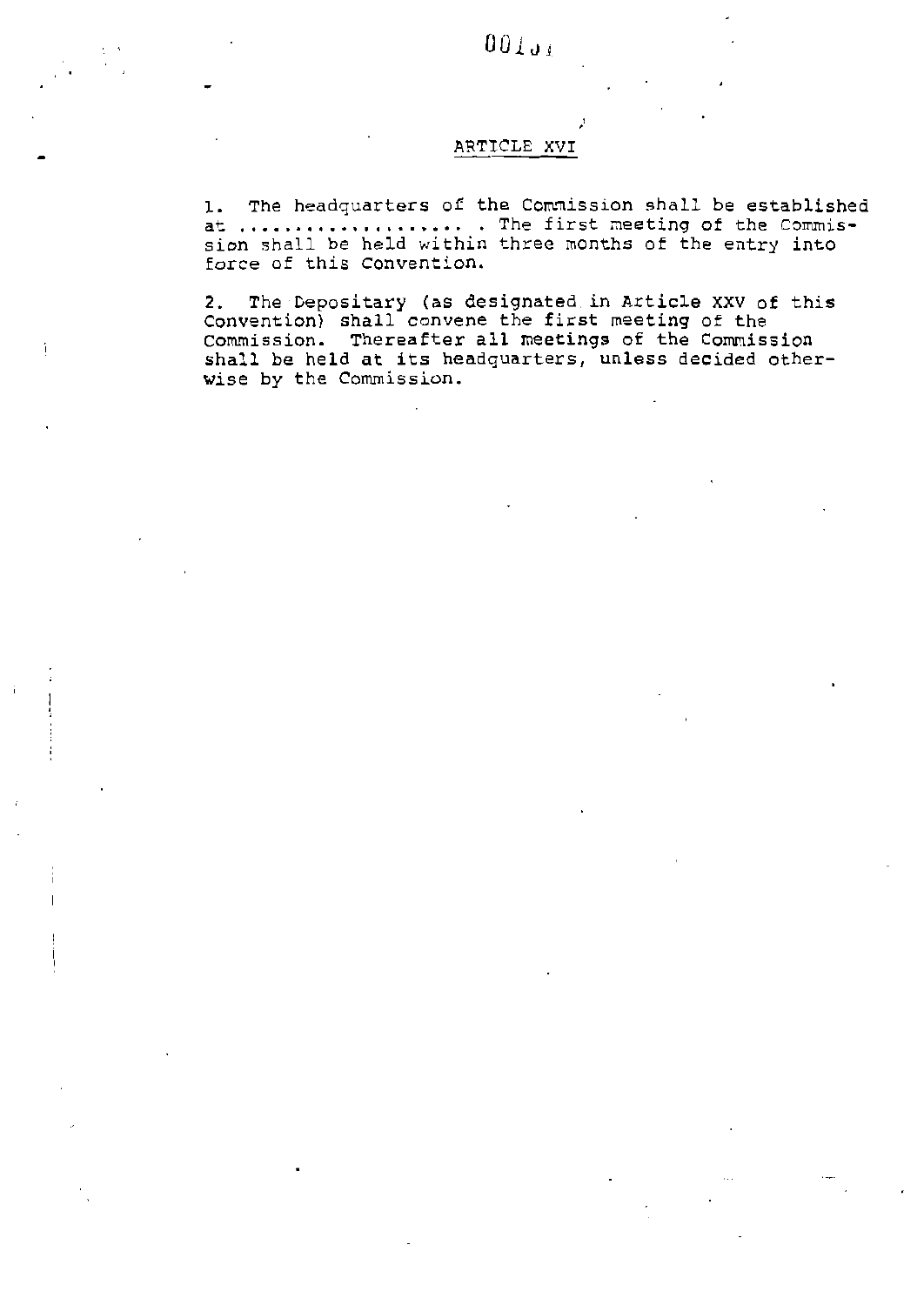## ARTICLE XVI

1. The headquarters of the Commission shall be established at .................... . The first meeting of the Commission shall be held within three months of the entry into force of this Convention.

2. The Depositary (as designated in Article XXV of this Convention) shall convene the first meeting of the Commission. Thereafter all meetings of the Commission shall be held at its headquarters, unless decided otherwise by the Commission.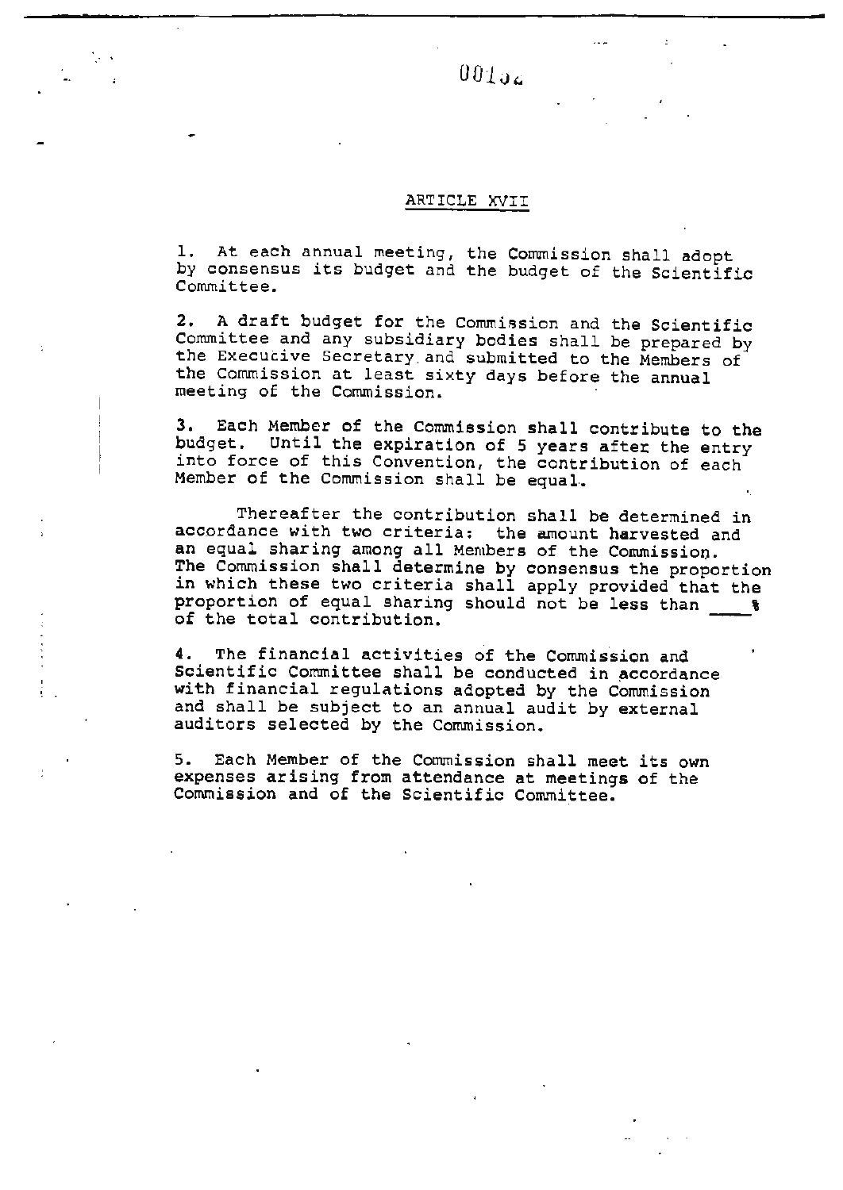ARTICLE XVII

1. At each annual meeting, the Commission shall adopt by consensus its budget and the budget of the Scientific Committee.

2. A draft budget for the Commission and the Scientific Committee and any subsidiary bodies shall be prepared by the Executive Secretary and submitted to the Members of the Commission at least sixty days before the annual meeting of the Commission.

3. Each Member of the Commission shall contribute to the budget. Until the expiration of 5 years after the entry into force of this Convention, the contribution of each Member of the Commission shall be equal.

Thereafter the contribution shall be determined in accordance with two criteria: the amount harvested and an equal sharing among all Members of the Commission. The Commission shall determine by consensus the proportion in which these two criteria shall apply provided that the proportion of equal sharing should not be less than ___ % of the total contribution.

4. The financial activities of the Commission and Scientific Committee shall be conducted in accordance with financial regulations adopted by the Commission and shall be subject to an annual audit by external auditors selected by the Commission.

5. Each Member of the Commission shall meet its own expenses arising from attendance at meetings of the Commission and of the Scientific Committee.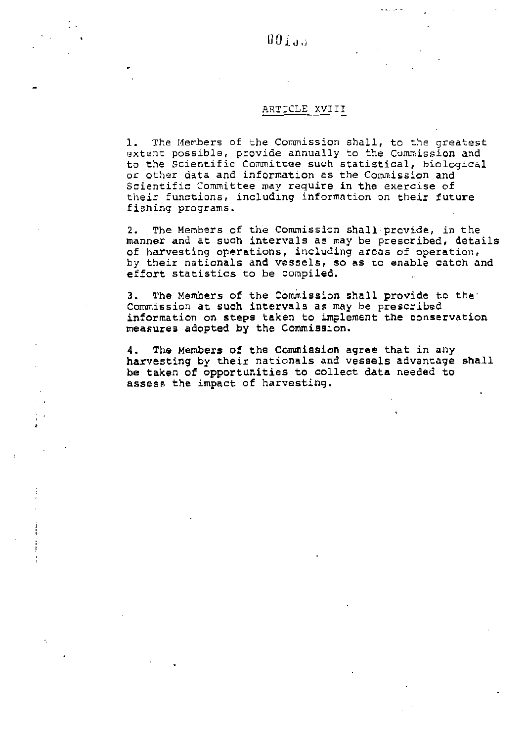## ARTICLE XVIII

1. The Members of the Commission shall, to the greatest extent possible, provide annually to the Commission and to the Scientific Committee such statistical, biological or other data and information as the Commission and Scientific Committee may require in the exercise of their functions, including information on their future fishing programs.

2. The Members of the Commission shall provide, in the manner and at such intervals as may be prescribed, details of harvesting operations, including areas of operation, by their nationals and vessels, so as to enable catch and effort statistics to be compiled.

3. The Members of the Commission shall provide to the Commission at such intervals as may be prescribed information on steps taken to implement the conservation measures adopted by the Commission.

4. The Members of the Commission agree that in any harvesting by their nationals and vessels advantage shall be taken of opportunities to collect data needed to assess the impact of harvesting.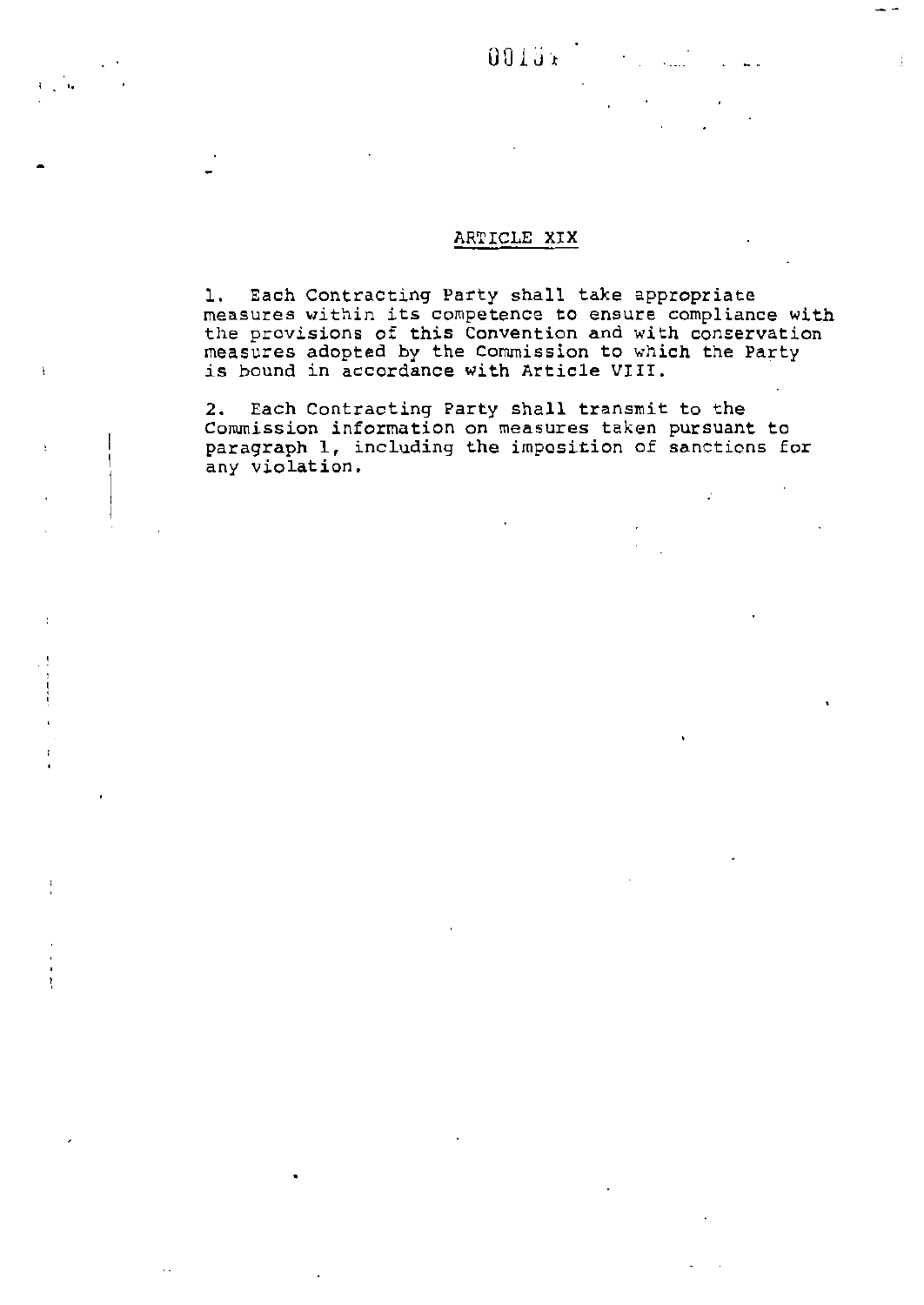## ARTICLE XIX

1. Each Contracting Party shall take appropriate measures within its competence to ensure compliance with the provisions of this Convention and with conservation measures adopted by the Commission to which the Party is bound in accordance with Article VIII.

2. Each Contracting Party shall transmit to the Commission information on measures taken pursuant to paragraph 1, including the imposition of sanctions for any violation.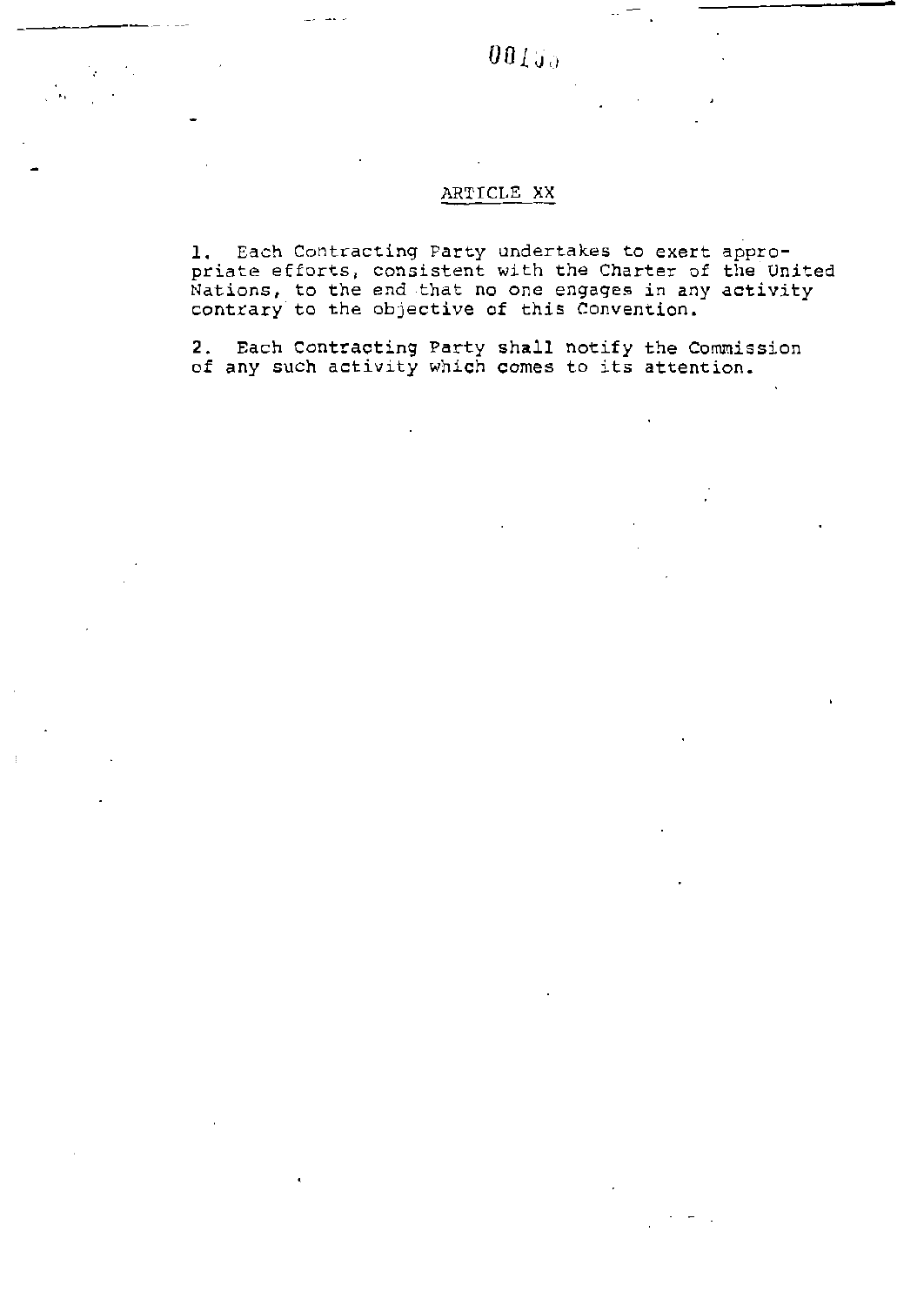## ARTICLE XX

1. Each Contracting Party undertakes to exert appropriate efforts, consistent with the Charter of the United Nations, to the end that no one engages in any activity contrary to the objective of this Convention.

2. Each Contracting Party shall notify the Commission of any such activity which comes to its attention.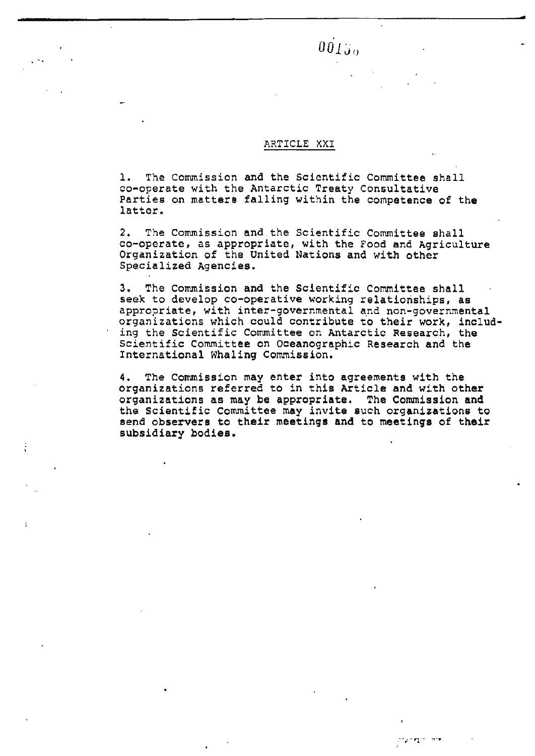## ARTICLE XXI

1. The Commission and the Scientific Committee shall co-operate with the Antarctic Treaty Consultative Parties on matters falling within the competence of the latter.

2. The Commission and the Scientific Committee shall co-operate, as appropriate, with the Food and Agriculture Organization of the United Nations and with other Specialized Agencies.

3. The Commission and the Scientific Committee shall seek to develop co-operative working relationships, as appropriate, with inter-governmental and non-governmental organizations which could contribute to their work, including the Scientific Committee on Antarctic Research, the Scientific Committee on Oceanographic Research and the International Whaling Commission.

4. The Commission may enter into agreements with the organizations referred to in this Article and with other organizations as may be appropriate. The Commission and the Scientific Committee may invite such organizations to send observers to their meetings and to meetings of their subsidiary bodies.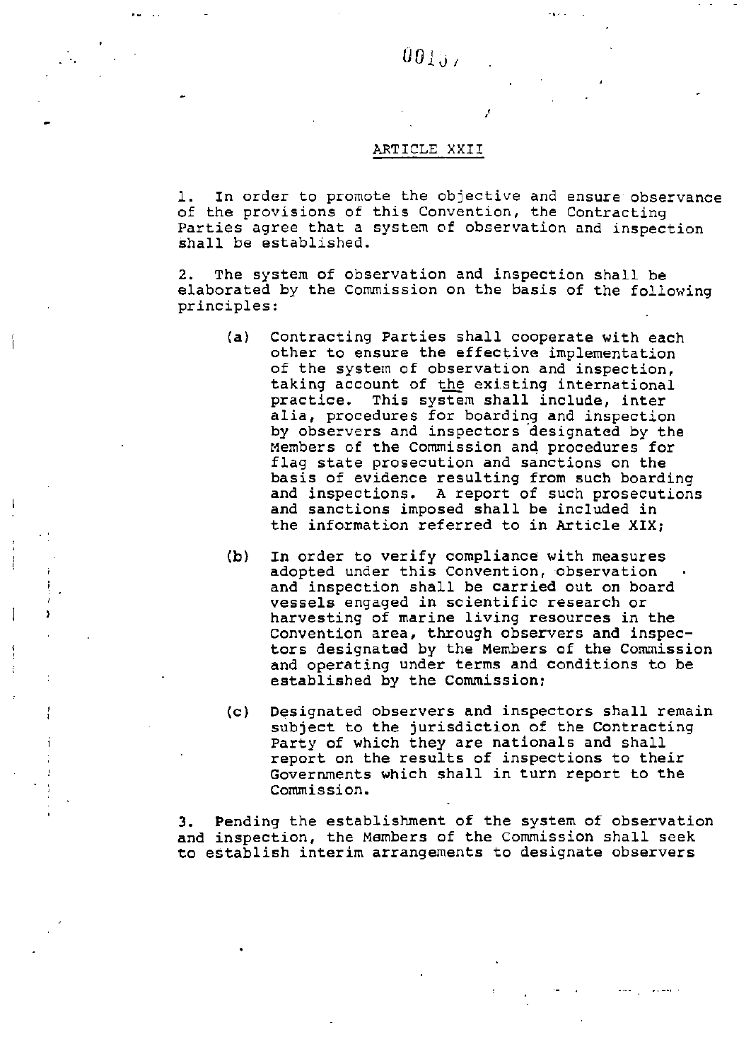## ARTICLE XXII

1. In order to promote the objective and ensure observance of the provisions of this Convention, the Contracting Parties agree that a system of observation and inspection shall be established.

2. The system of observation and inspection shall be elaborated by the Commission on the basis of the following principles:

   (a) Contracting Parties shall cooperate with each other to ensure the effective implementation of the system of observation and inspection, taking account of the existing international practice. This system shall include, inter alia, procedures for boarding and inspection by observers and inspectors designated by the Members of the Commission and procedures for flag state prosecution and sanctions on the basis of evidence resulting from such boarding and inspections. A report of such prosecutions and sanctions imposed shall be included in the information referred to in Article XIX;

   (b) In order to verify compliance with measures adopted under this Convention, observation and inspection shall be carried out on board vessels engaged in scientific research or harvesting of marine living resources in the Convention area, through observers and inspectors designated by the Members of the Commission and operating under terms and conditions to be established by the Commission;

   (c) Designated observers and inspectors shall remain subject to the jurisdiction of the Contracting Party of which they are nationals and shall report on the results of inspections to their Governments which shall in turn report to the Commission.

3. Pending the establishment of the system of observation and inspection, the Members of the Commission shall seek to establish interim arrangements to designate observers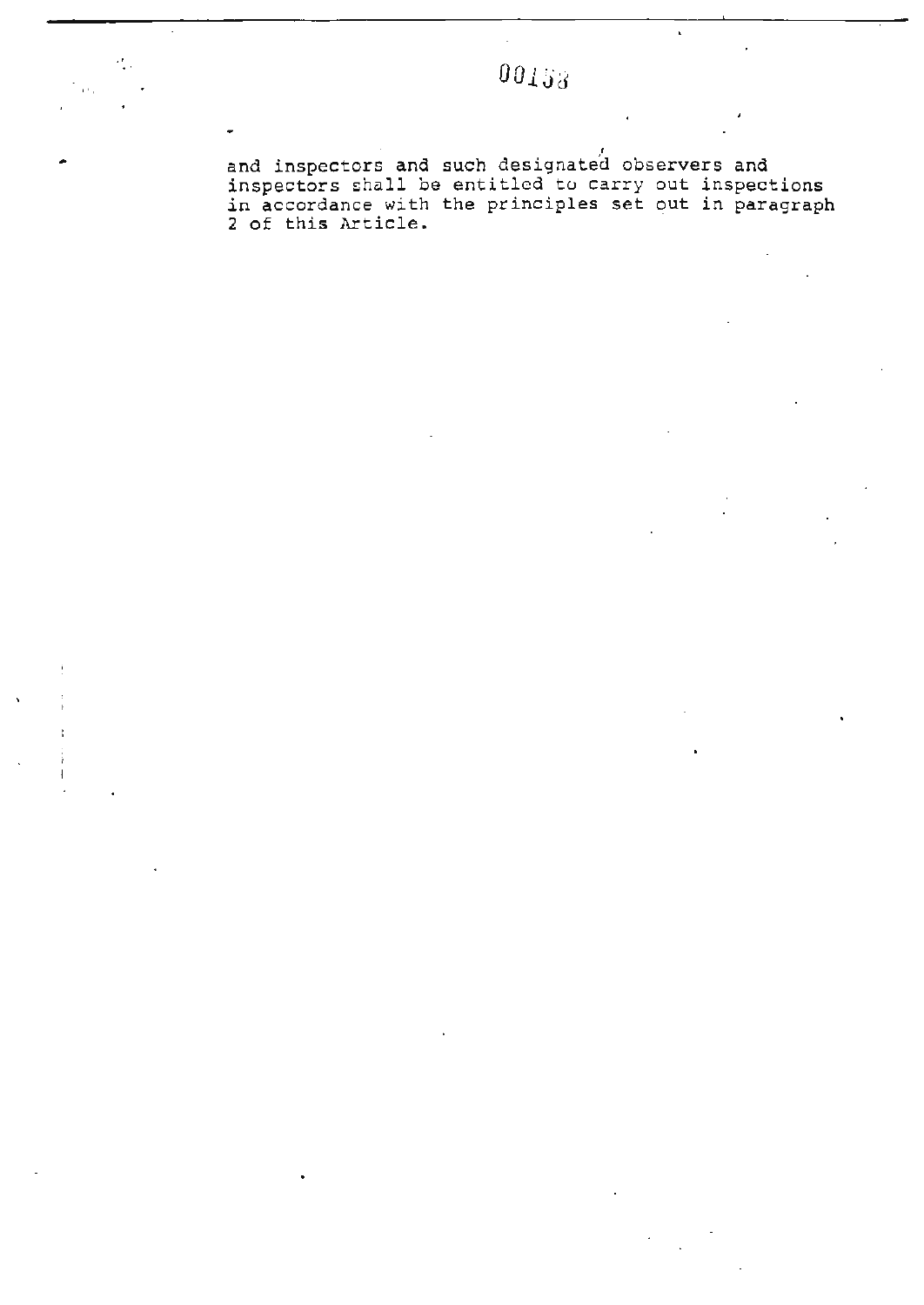and inspectors and such designated observers and inspectors shall be entitled to carry out inspections in accordance with the principles set out in paragraph 2 of this Article.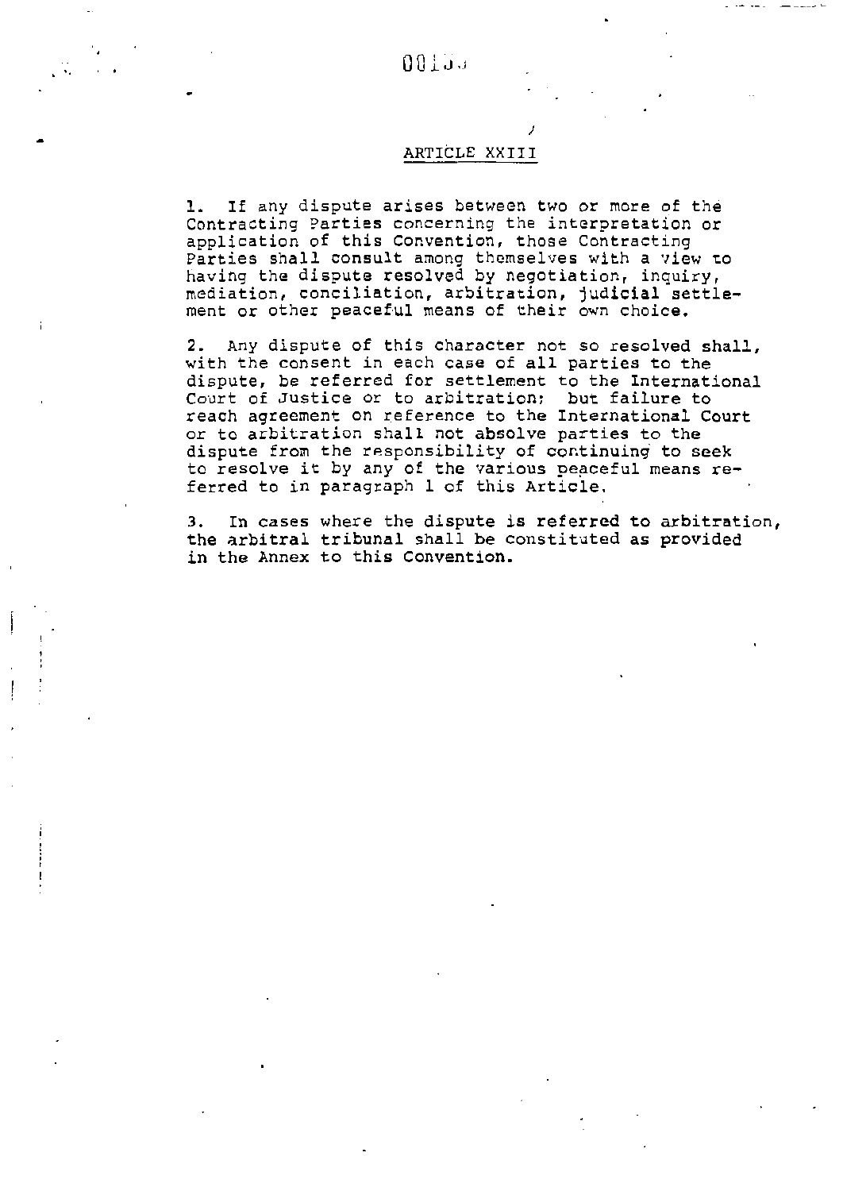## ARTICLE XXIII

1. If any dispute arises between two or more of the Contracting Parties concerning the interpretation or application of this Convention, those Contracting Parties shall consult among themselves with a view to having the dispute resolved by negotiation, inquiry, mediation, conciliation, arbitration, judicial settlement or other peaceful means of their own choice.

2. Any dispute of this character not so resolved shall, with the consent in each case of all parties to the dispute, be referred for settlement to the International Court of Justice or to arbitration; but failure to reach agreement on reference to the International Court or to arbitration shall not absolve parties to the dispute from the responsibility of continuing to seek to resolve it by any of the various peaceful means referred to in paragraph 1 of this Article.

3. In cases where the dispute is referred to arbitration, the arbitral tribunal shall be constituted as provided in the Annex to this Convention.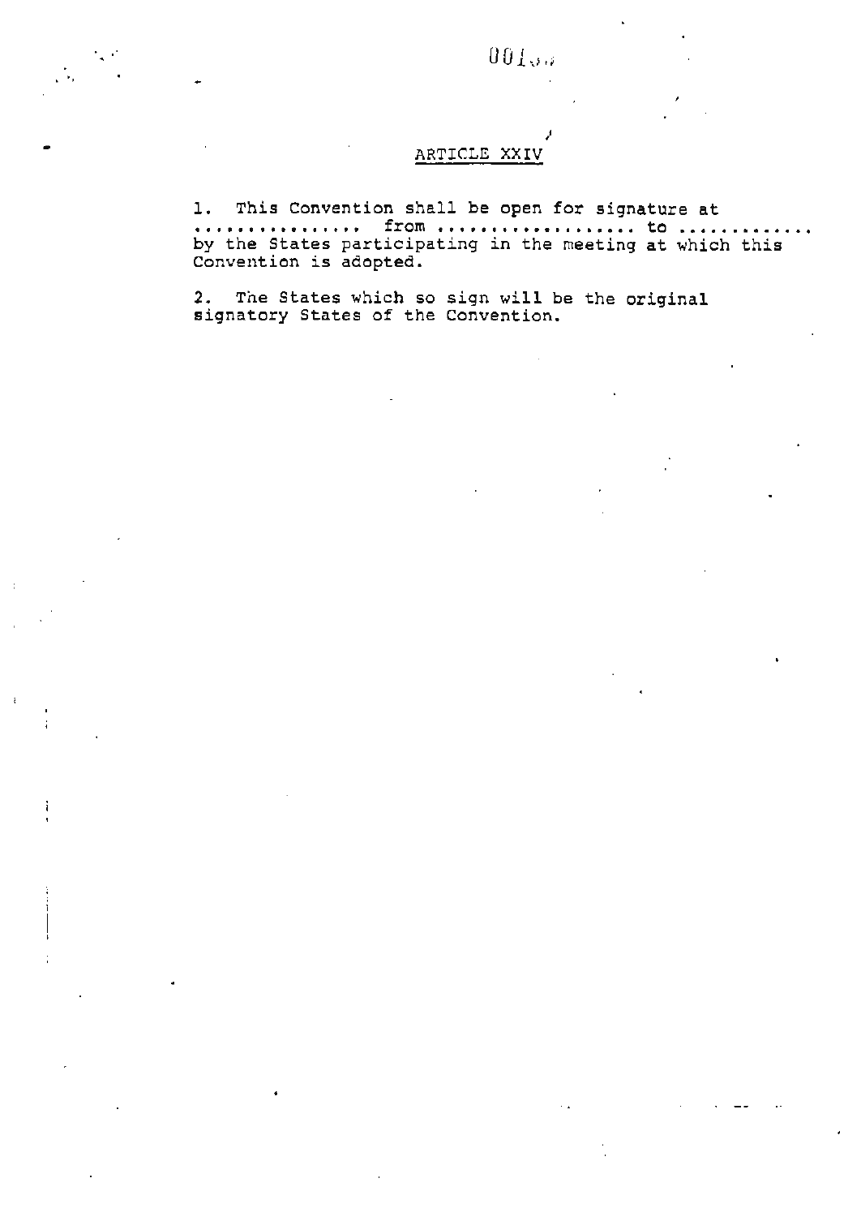## ARTICLE XXIV

1. This Convention shall be open for signature at ............... from .................. to ............ by the States participating in the meeting at which this Convention is adopted.

2. The States which so sign will be the original signatory States of the Convention.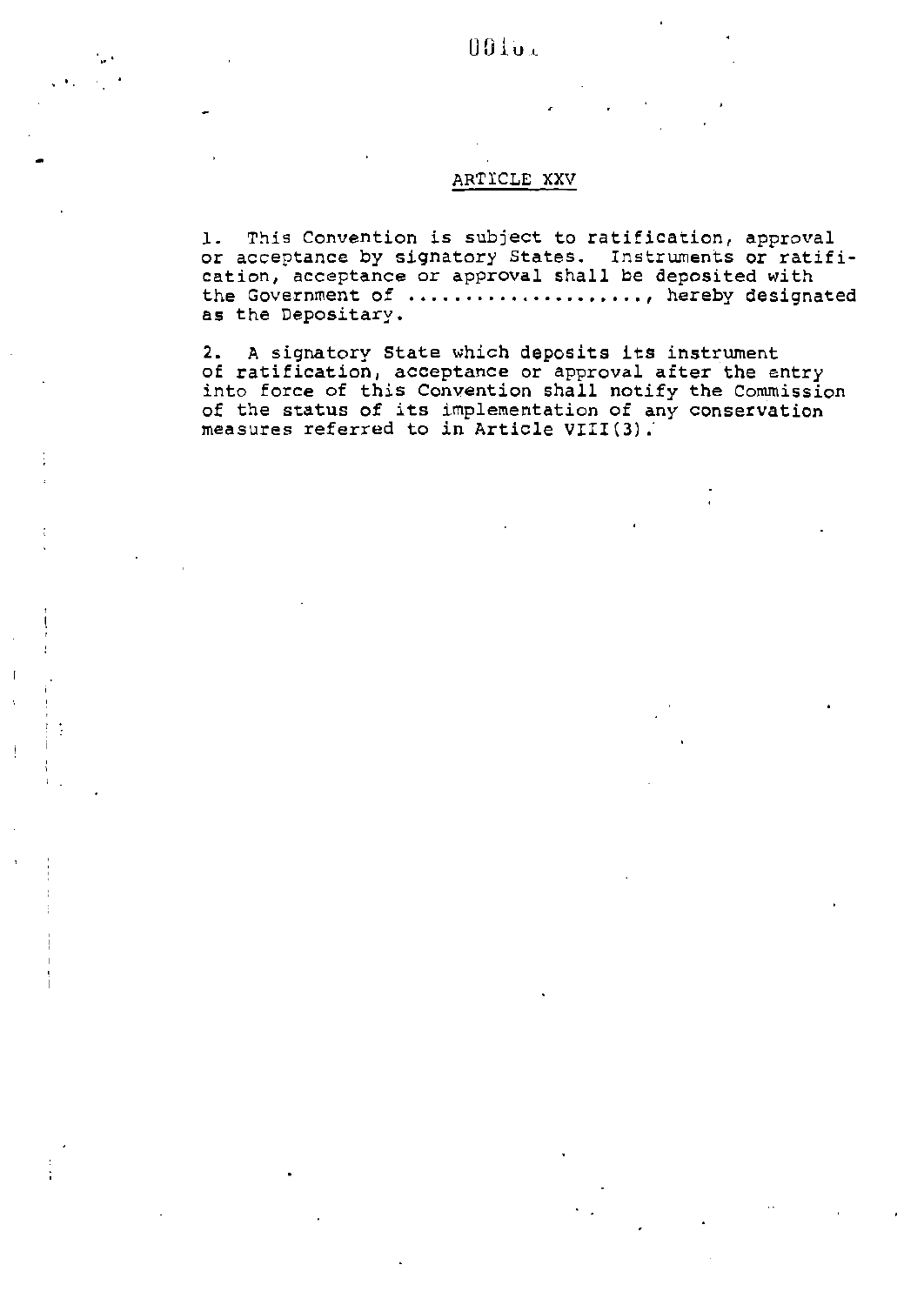## ARTICLE XXV

1. This Convention is subject to ratification, approval or acceptance by signatory States. Instruments or ratification, acceptance or approval shall be deposited with the Government of ...................., hereby designated as the Depositary.

2. A signatory State which deposits its instrument of ratification, acceptance or approval after the entry into force of this Convention shall notify the Commission of the status of its implementation of any conservation measures referred to in Article VIII(3).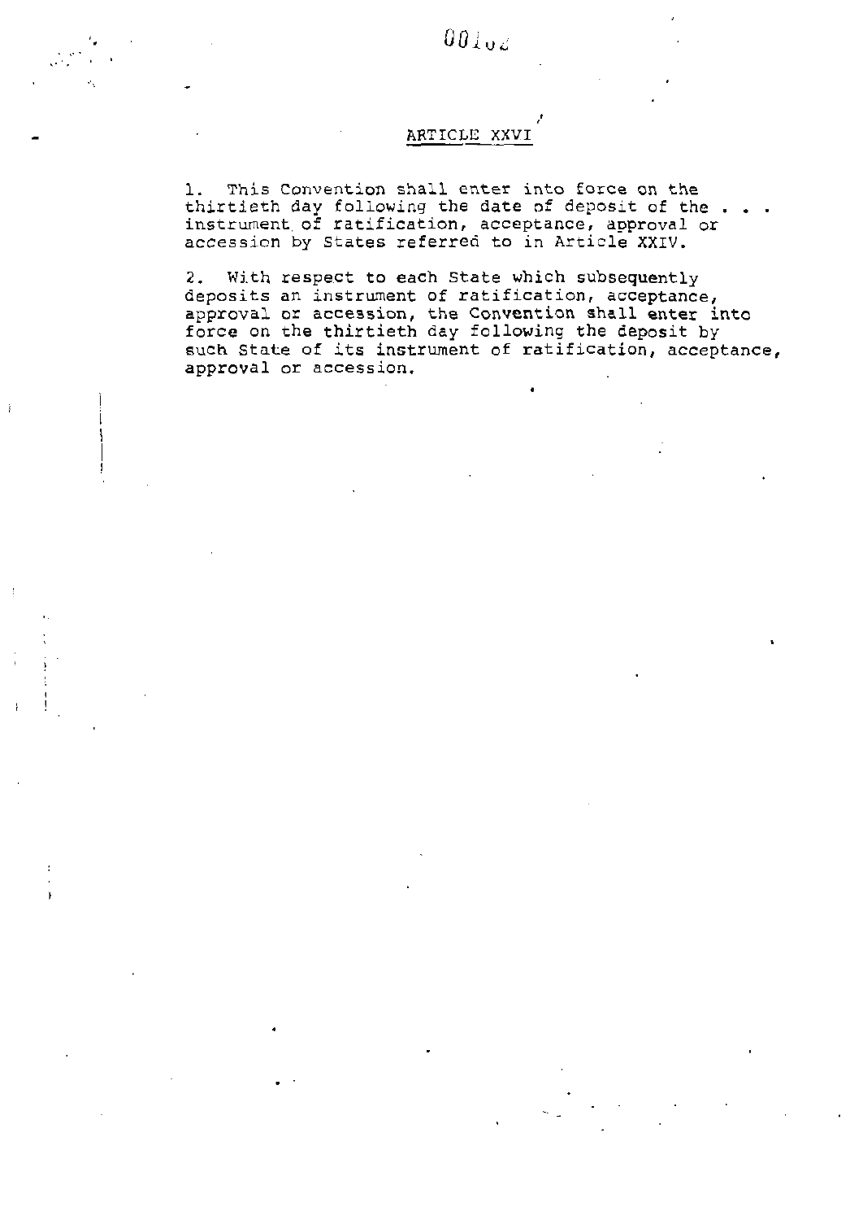## ARTICLE XXVI

1. This Convention shall enter into force on the thirtieth day following the date of deposit of the . . . instrument of ratification, acceptance, approval or accession by States referred to in Article XXIV.

2. With respect to each State which subsequently deposits an instrument of ratification, acceptance, approval or accession, the Convention shall enter into force on the thirtieth day following the deposit by such State of its instrument of ratification, acceptance, approval or accession.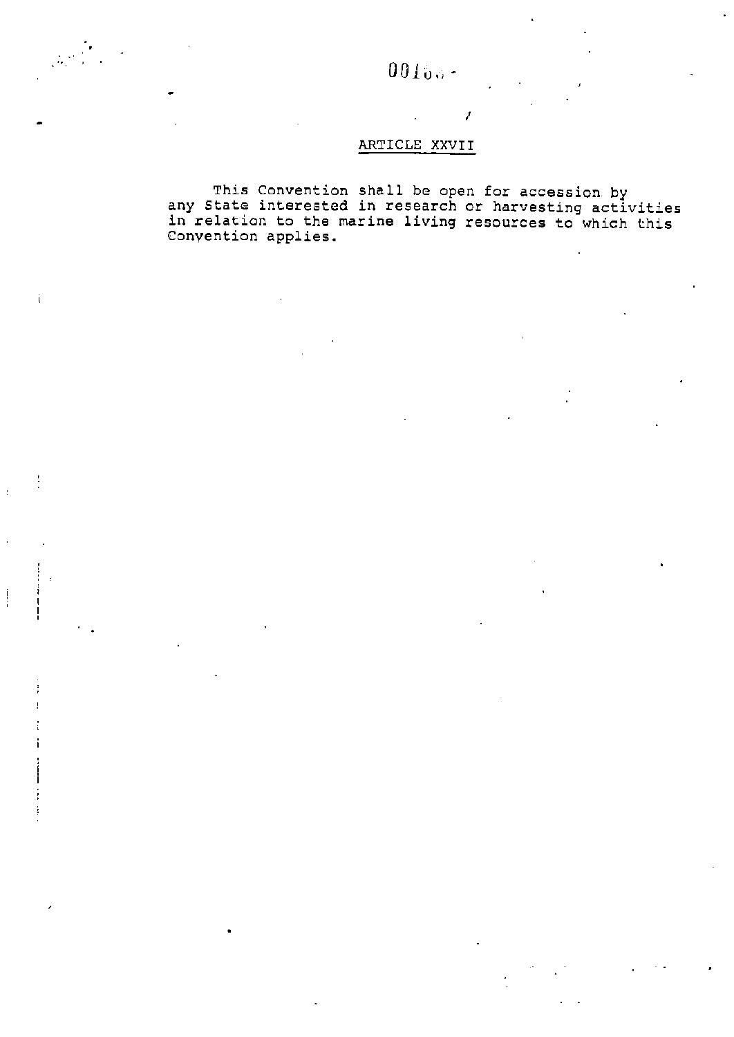## ARTICLE XXVII

This Convention shall be open for accession by any State interested in research or harvesting activities in relation to the marine living resources to which this Convention applies.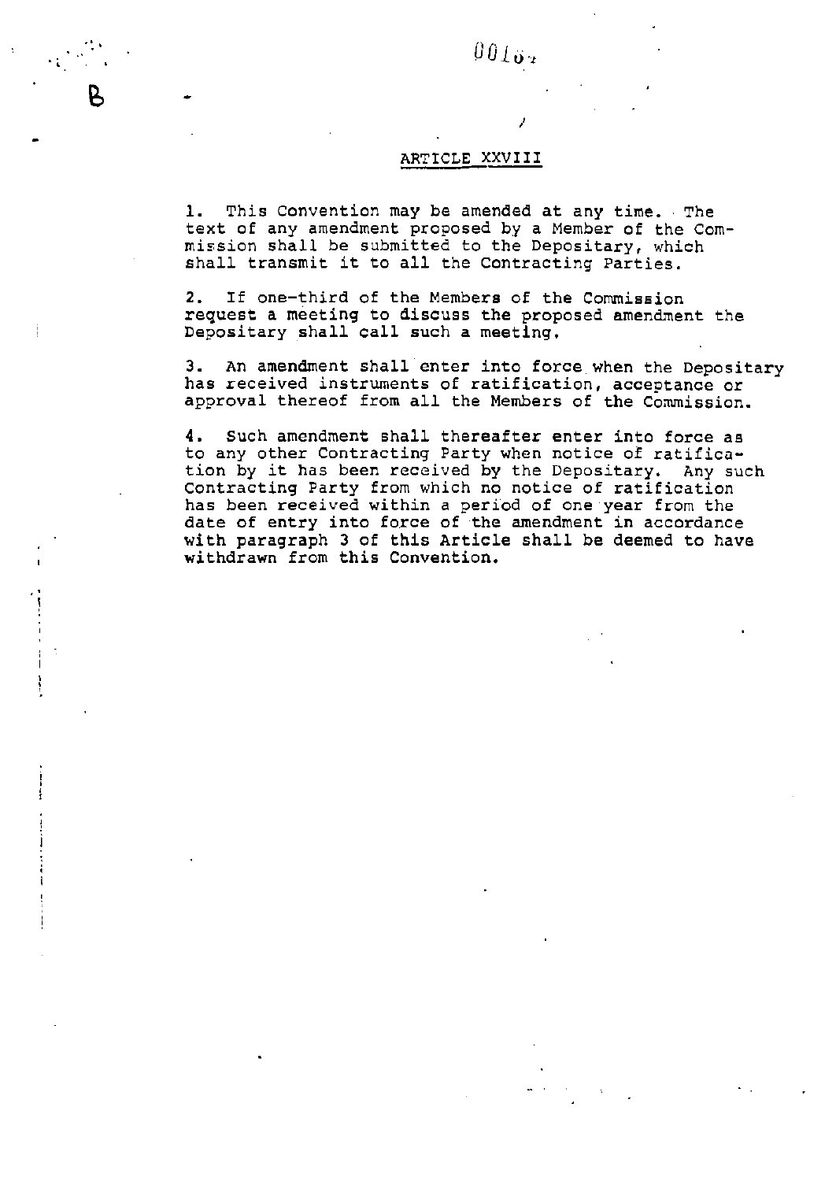## ARTICLE XXVIII

1. This Convention may be amended at any time. The text of any amendment proposed by a Member of the Commission shall be submitted to the Depositary, which shall transmit it to all the Contracting Parties.

2. If one-third of the Members of the Commission request a meeting to discuss the proposed amendment the Depositary shall call such a meeting.

3. An amendment shall enter into force when the Depositary has received instruments of ratification, acceptance or approval thereof from all the Members of the Commission.

4. Such amendment shall thereafter enter into force as to any other Contracting Party when notice of ratification by it has been received by the Depositary. Any such Contracting Party from which no notice of ratification has been received within a period of one year from the date of entry into force of the amendment in accordance with paragraph 3 of this Article shall be deemed to have withdrawn from this Convention.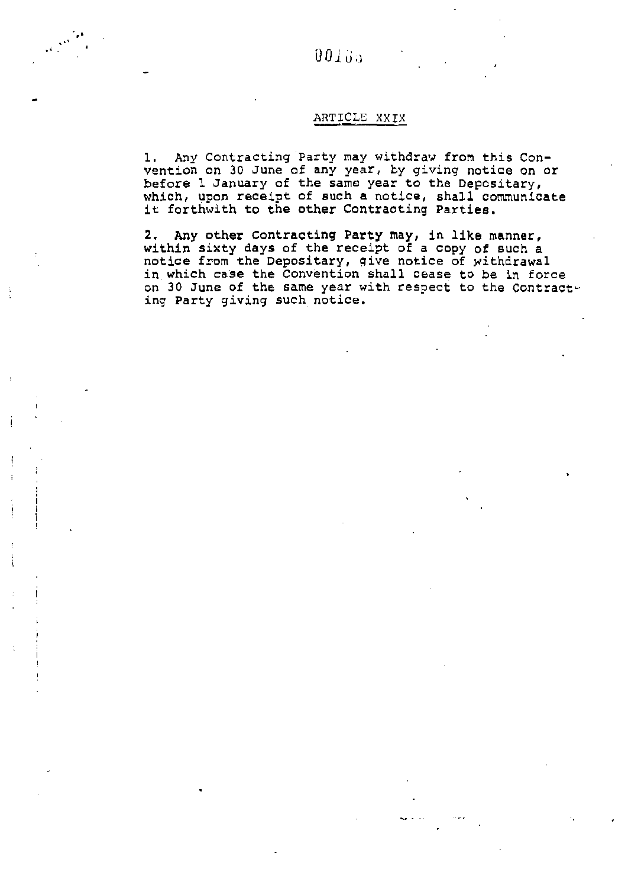## ARTICLE XXIX

1. Any Contracting Party may withdraw from this Convention on 30 June of any year, by giving notice on or before 1 January of the same year to the Depositary, which, upon receipt of such a notice, shall communicate it forthwith to the other Contracting Parties.

2. Any other Contracting Party may, in like manner, within sixty days of the receipt of a copy of such a notice from the Depositary, give notice of withdrawal in which case the Convention shall cease to be in force on 30 June of the same year with respect to the Contracting Party giving such notice.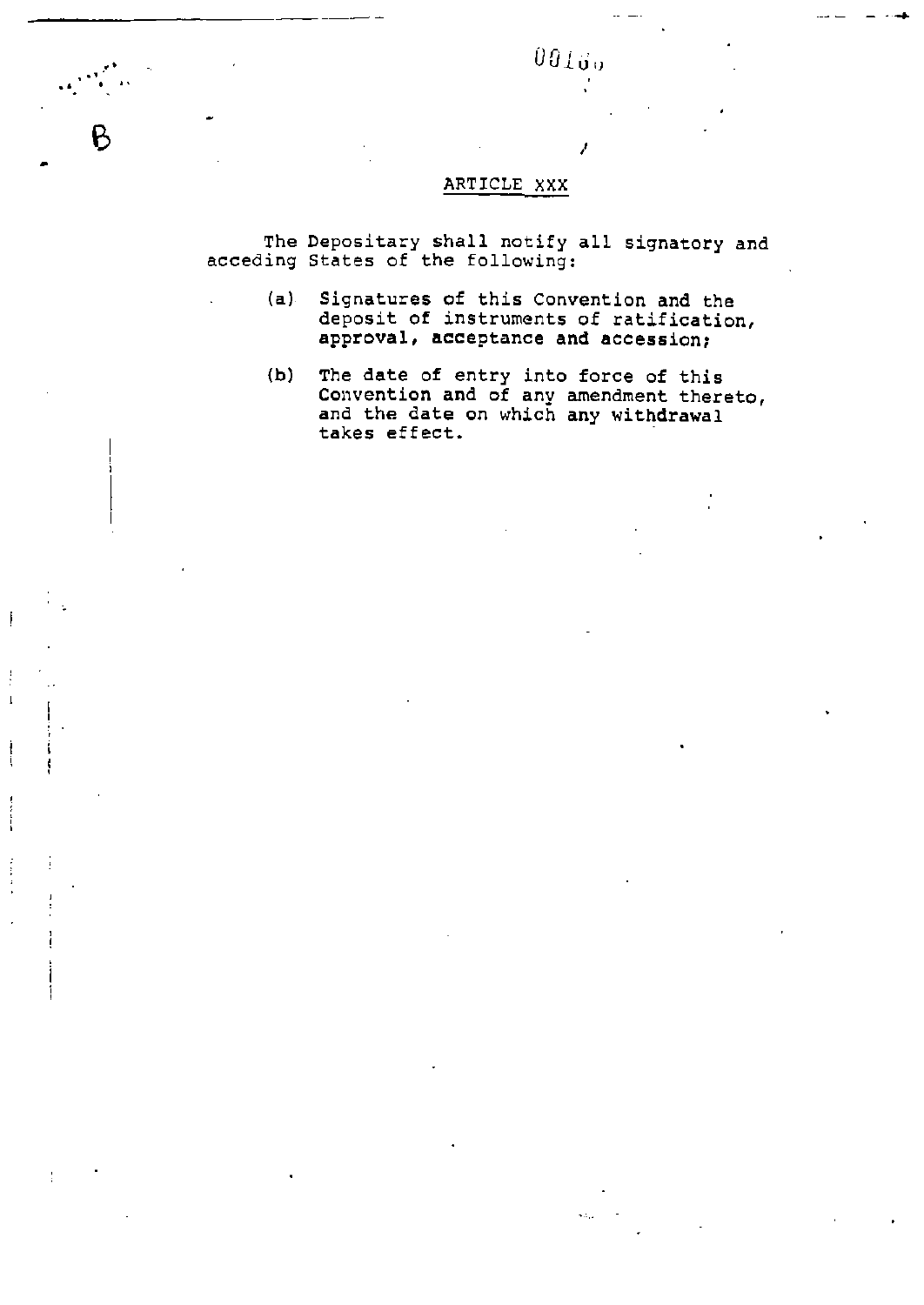## ARTICLE XXX

The Depositary shall notify all signatory and acceding States of the following:

(a) Signatures of this Convention and the deposit of instruments of ratification, approval, acceptance and accession;

(b) The date of entry into force of this Convention and of any amendment thereto, and the date on which any withdrawal takes effect.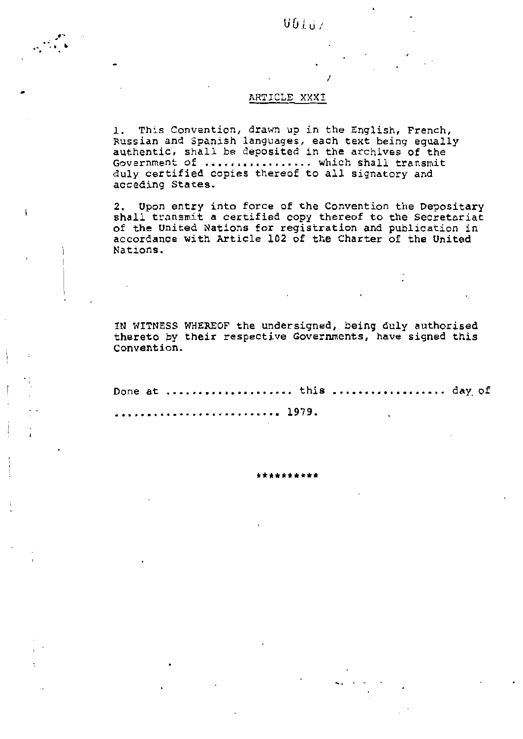## ARTICLE XXXI

1. This Convention, drawn up in the English, French, Russian and Spanish languages, each text being equally authentic, shall be deposited in the archives of the Government of ................ which shall transmit duly certified copies thereof to all signatory and acceding States.

2. Upon entry into force of the Convention the Depositary shall transmit a certified copy thereof to the Secretariat of the United Nations for registration and publication in accordance with Article 102 of the Charter of the United Nations.

IN WITNESS WHEREOF the undersigned, being duly authorised thereto by their respective Governments, have signed this Convention.

Done at .................... this .................. day of ......................... 1979.

**********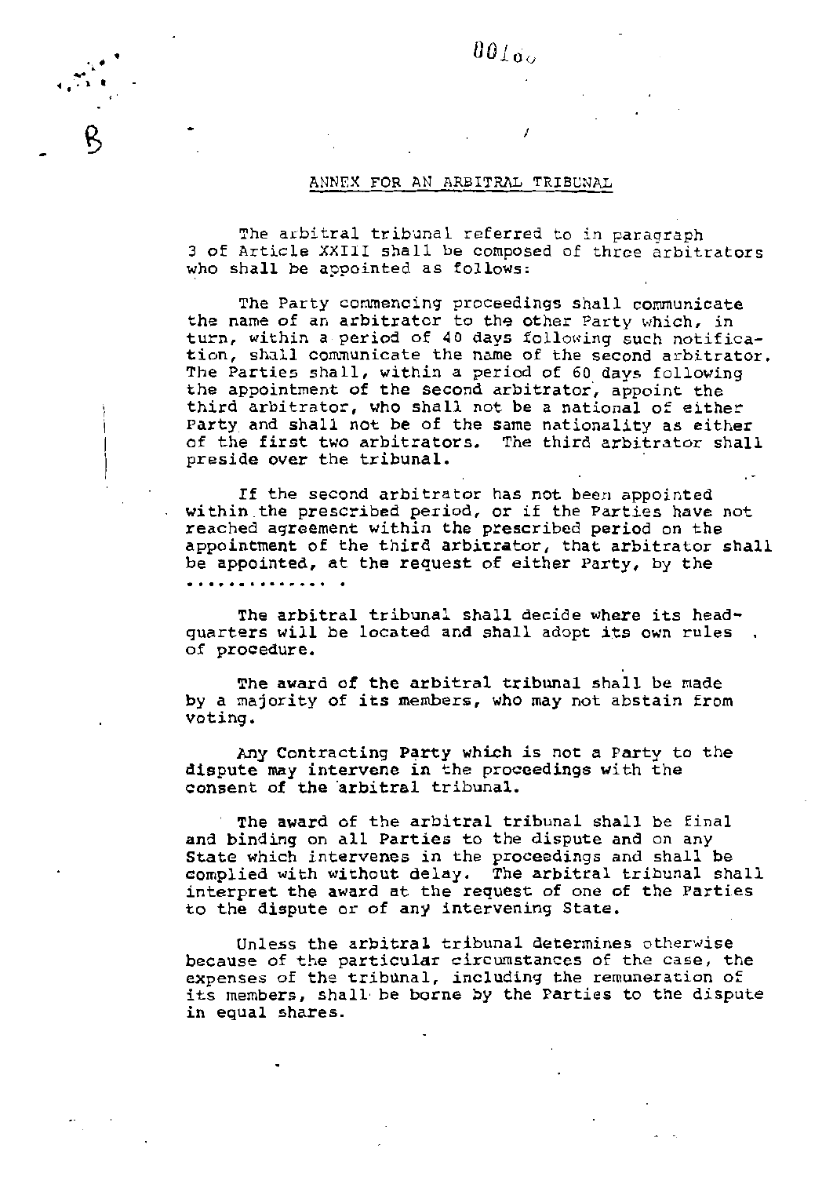## ANNEX FOR AN ARBITRAL TRIBUNAL

The arbitral tribunal referred to in paragraph 3 of Article XXIII shall be composed of three arbitrators who shall be appointed as follows:

The Party commencing proceedings shall communicate the name of an arbitrator to the other Party which, in turn, within a period of 40 days following such notification, shall communicate the name of the second arbitrator. The Parties shall, within a period of 60 days following the appointment of the second arbitrator, appoint the third arbitrator, who shall not be a national of either Party and shall not be of the same nationality as either of the first two arbitrators. The third arbitrator shall preside over the tribunal.

If the second arbitrator has not been appointed within the prescribed period, or if the Parties have not reached agreement within the prescribed period on the appointment of the third arbitrator, that arbitrator shall be appointed, at the request of either Party, by the ............. .

The arbitral tribunal shall decide where its headquarters will be located and shall adopt its own rules of procedure.

The award of the arbitral tribunal shall be made by a majority of its members, who may not abstain from voting.

Any Contracting Party which is not a Party to the dispute may intervene in the proceedings with the consent of the arbitral tribunal.

The award of the arbitral tribunal shall be final and binding on all Parties to the dispute and on any State which intervenes in the proceedings and shall be complied with without delay. The arbitral tribunal shall interpret the award at the request of one of the Parties to the dispute or of any intervening State.

Unless the arbitral tribunal determines otherwise because of the particular circumstances of the case, the expenses of the tribunal, including the remuneration of its members, shall be borne by the Parties to the dispute in equal shares.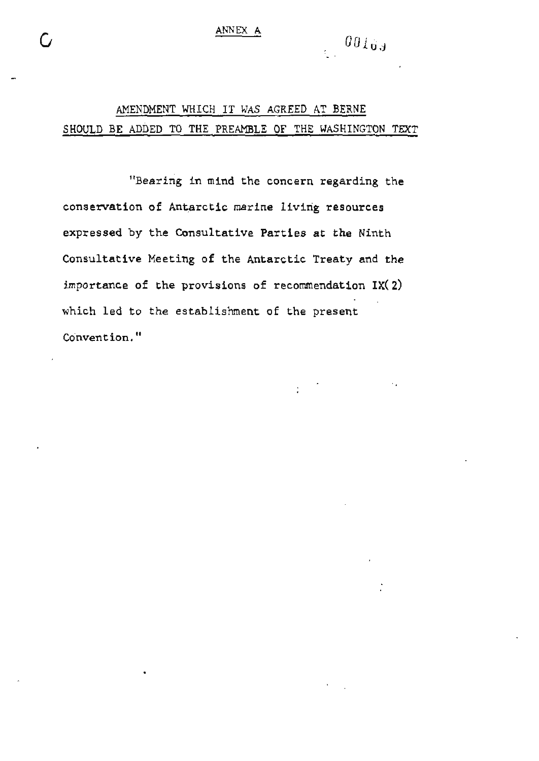ANNEX A

## AMENDMENT WHICH IT WAS AGREED AT BERNE SHOULD BE ADDED TO THE PREAMBLE OF THE WASHINGTON TEXT

"Bearing in mind the concern regarding the conservation of Antarctic marine living resources expressed by the Consultative Parties at the Ninth Consultative Meeting of the Antarctic Treaty and the importance of the provisions of recommendation IX(2) which led to the establishment of the present Convention."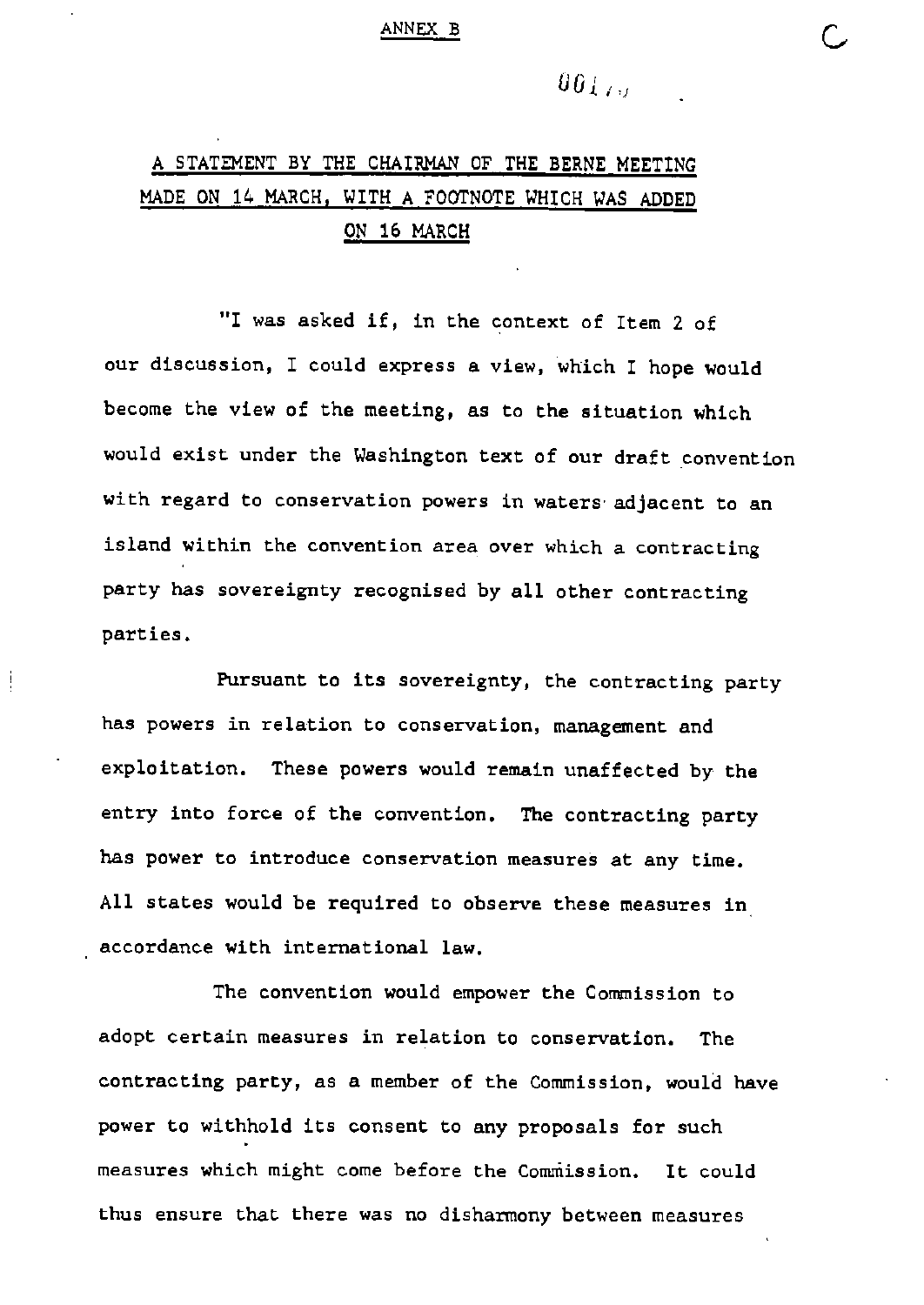ANNEX B

## A STATEMENT BY THE CHAIRMAN OF THE BERNE MEETING MADE ON 14 MARCH, WITH A FOOTNOTE WHICH WAS ADDED ON 16 MARCH

"I was asked if, in the context of Item 2 of our discussion, I could express a view, which I hope would become the view of the meeting, as to the situation which would exist under the Washington text of our draft convention with regard to conservation powers in waters adjacent to an island within the convention area over which a contracting party has sovereignty recognised by all other contracting parties.

Pursuant to its sovereignty, the contracting party has powers in relation to conservation, management and exploitation. These powers would remain unaffected by the entry into force of the convention. The contracting party has power to introduce conservation measures at any time. All states would be required to observe these measures in accordance with international law.

The convention would empower the Commission to adopt certain measures in relation to conservation. The contracting party, as a member of the Commission, would have power to withhold its consent to any proposals for such measures which might come before the Commission. It could thus ensure that there was no disharmony between measures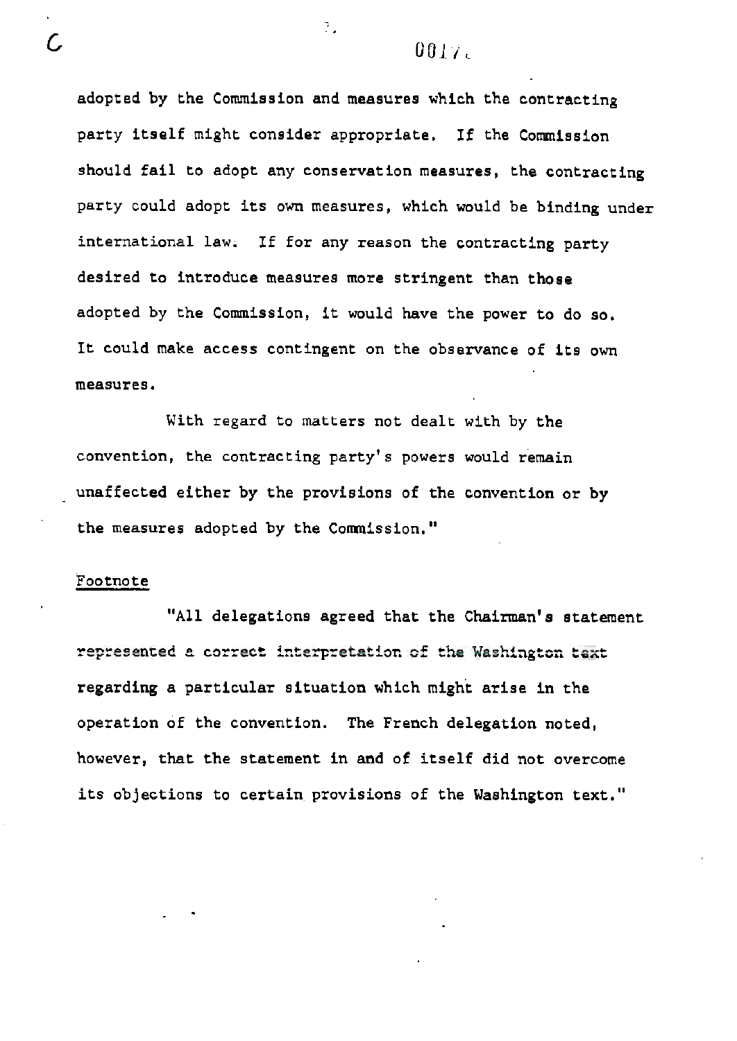adopted by the Commission and measures which the contracting party itself might consider appropriate. If the Commission should fail to adopt any conservation measures, the contracting party could adopt its own measures, which would be binding under international law. If for any reason the contracting party desired to introduce measures more stringent than those adopted by the Commission, it would have the power to do so. It could make access contingent on the observance of its own measures.

With regard to matters not dealt with by the convention, the contracting party's powers would remain unaffected either by the provisions of the convention or by the measures adopted by the Commission."

Footnote

"All delegations agreed that the Chairman's statement represented a correct interpretation of the Washington text regarding a particular situation which might arise in the operation of the convention. The French delegation noted, however, that the statement in and of itself did not overcome its objections to certain provisions of the Washington text."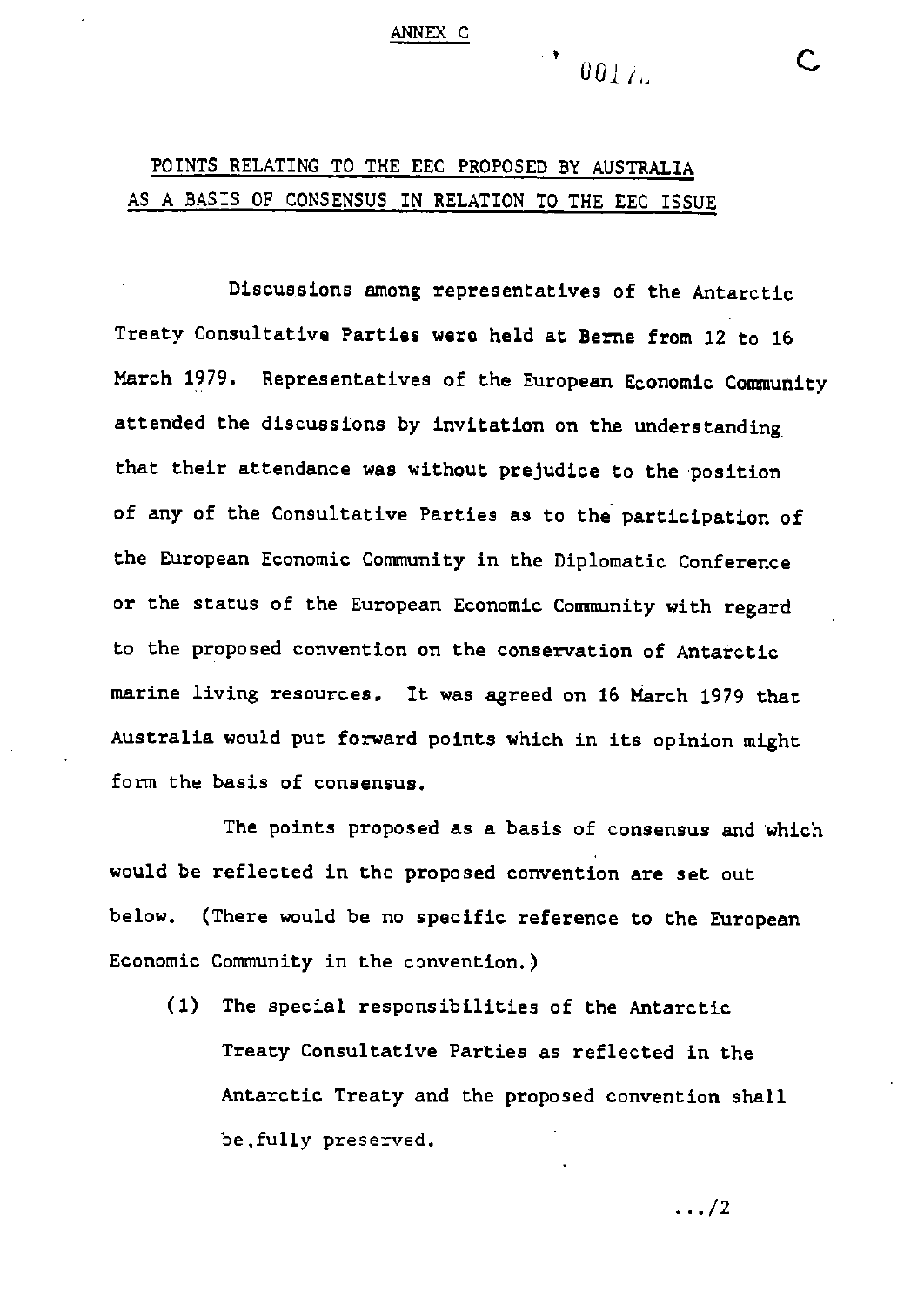ANNEX C

# POINTS RELATING TO THE EEC PROPOSED BY AUSTRALIA AS A BASIS OF CONSENSUS IN RELATION TO THE EEC ISSUE

Discussions among representatives of the Antarctic Treaty Consultative Parties were held at Berne from 12 to 16 March 1979. Representatives of the European Economic Community attended the discussions by invitation on the understanding that their attendance was without prejudice to the position of any of the Consultative Parties as to the participation of the European Economic Community in the Diplomatic Conference or the status of the European Economic Community with regard to the proposed convention on the conservation of Antarctic marine living resources. It was agreed on 16 March 1979 that Australia would put forward points which in its opinion might form the basis of consensus.

The points proposed as a basis of consensus and which would be reflected in the proposed convention are set out below. (There would be no specific reference to the European Economic Community in the convention.)

(1) The special responsibilities of the Antarctic Treaty Consultative Parties as reflected in the Antarctic Treaty and the proposed convention shall be fully preserved.

.../2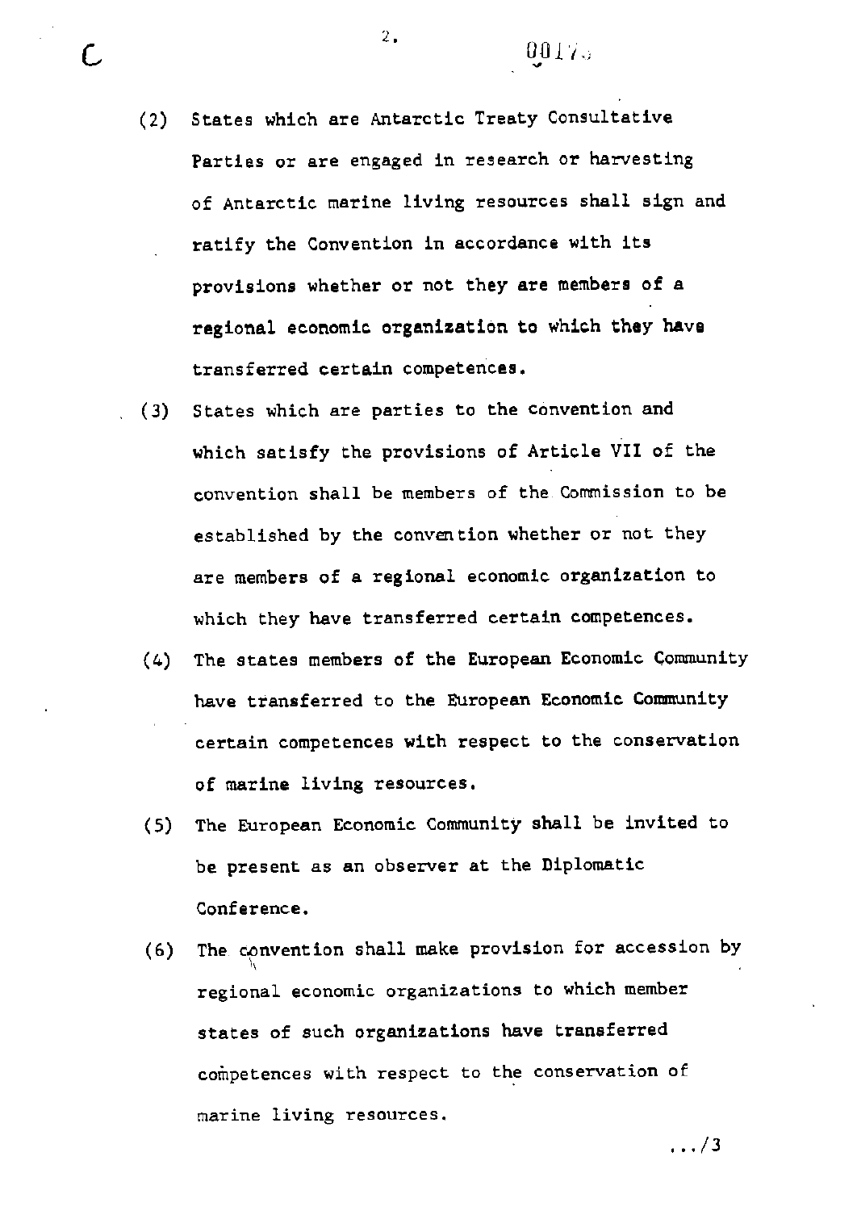(2) States which are Antarctic Treaty Consultative Parties or are engaged in research or harvesting of Antarctic marine living resources shall sign and ratify the Convention in accordance with its provisions whether or not they are members of a regional economic organization to which they have transferred certain competences.

(3) States which are parties to the convention and which satisfy the provisions of Article VII of the convention shall be members of the Commission to be established by the convention whether or not they are members of a regional economic organization to which they have transferred certain competences.

(4) The states members of the European Economic Community have transferred to the European Economic Community certain competences with respect to the conservation of marine living resources.

(5) The European Economic Community shall be invited to be present as an observer at the Diplomatic Conference.

(6) The convention shall make provision for accession by regional economic organizations to which member states of such organizations have transferred competences with respect to the conservation of marine living resources.

.../3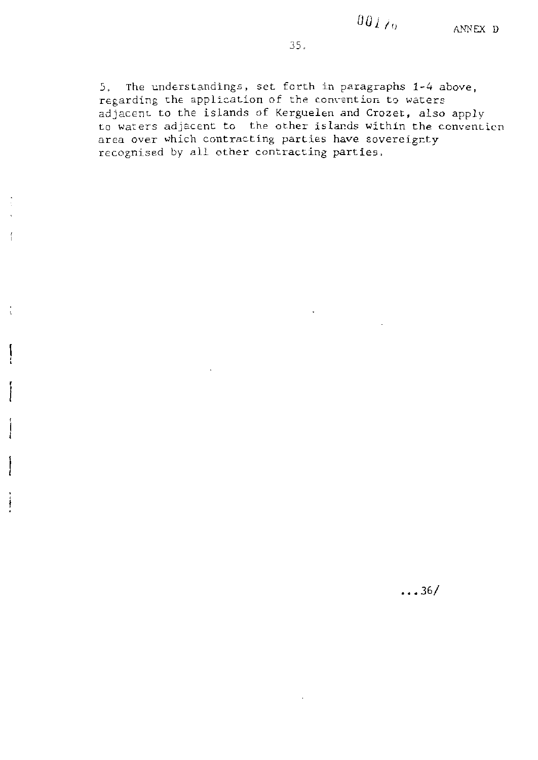5. The understandings, set forth in paragraphs 1-4 above, regarding the application of the convention to waters adjacent to the islands of Kerguelen and Crozet, also apply to waters adjacent to the other islands within the convention area over which contracting parties have sovereignty recognised by all other contracting parties.

...36/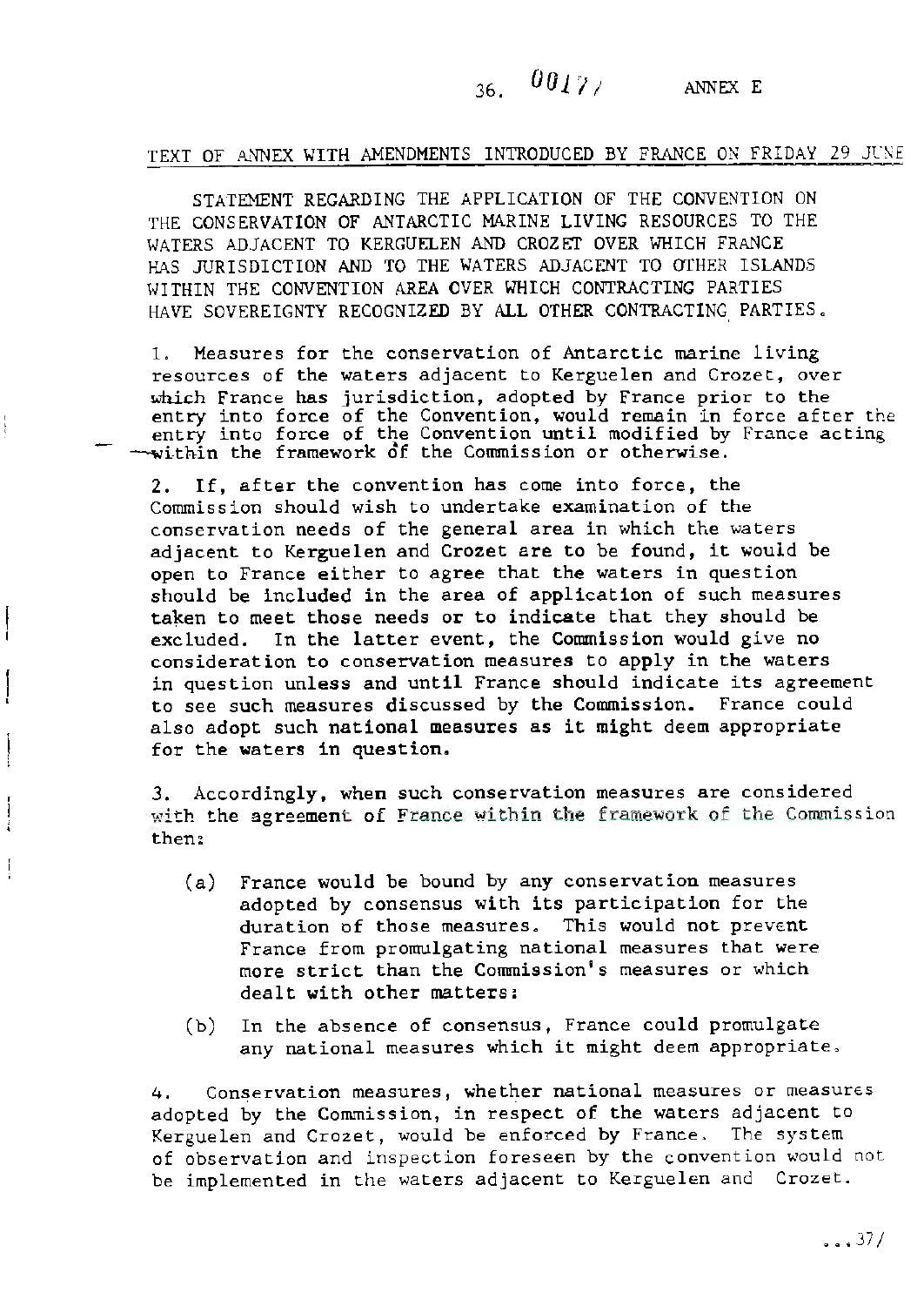ANNEX E

TEXT OF ANNEX WITH AMENDMENTS INTRODUCED BY FRANCE ON FRIDAY 29 JUNE

STATEMENT REGARDING THE APPLICATION OF THE CONVENTION ON THE CONSERVATION OF ANTARCTIC MARINE LIVING RESOURCES TO THE WATERS ADJACENT TO KERGUELEN AND CROZET OVER WHICH FRANCE HAS JURISDICTION AND TO THE WATERS ADJACENT TO OTHER ISLANDS WITHIN THE CONVENTION AREA OVER WHICH CONTRACTING PARTIES HAVE SOVEREIGNTY RECOGNIZED BY ALL OTHER CONTRACTING PARTIES.

1. Measures for the conservation of Antarctic marine living resources of the waters adjacent to Kerguelen and Crozet, over which France has jurisdiction, adopted by France prior to the entry into force of the Convention, would remain in force after the entry into force of the Convention until modified by France acting within the framework of the Commission or otherwise.

2. If, after the convention has come into force, the Commission should wish to undertake examination of the conservation needs of the general area in which the waters adjacent to Kerguelen and Crozet are to be found, it would be open to France either to agree that the waters in question should be included in the area of application of such measures taken to meet those needs or to indicate that they should be excluded. In the latter event, the Commission would give no consideration to conservation measures to apply in the waters in question unless and until France should indicate its agreement to see such measures discussed by the Commission. France could also adopt such national measures as it might deem appropriate for the waters in question.

3. Accordingly, when such conservation measures are considered with the agreement of France within the framework of the Commission then:

(a) France would be bound by any conservation measures adopted by consensus with its participation for the duration of those measures. This would not prevent France from promulgating national measures that were more strict than the Commission's measures or which dealt with other matters;

(b) In the absence of consensus, France could promulgate any national measures which it might deem appropriate.

4. Conservation measures, whether national measures or measures adopted by the Commission, in respect of the waters adjacent to Kerguelen and Crozet, would be enforced by France. The system of observation and inspection foreseen by the convention would not be implemented in the waters adjacent to Kerguelen and Crozet.

...37/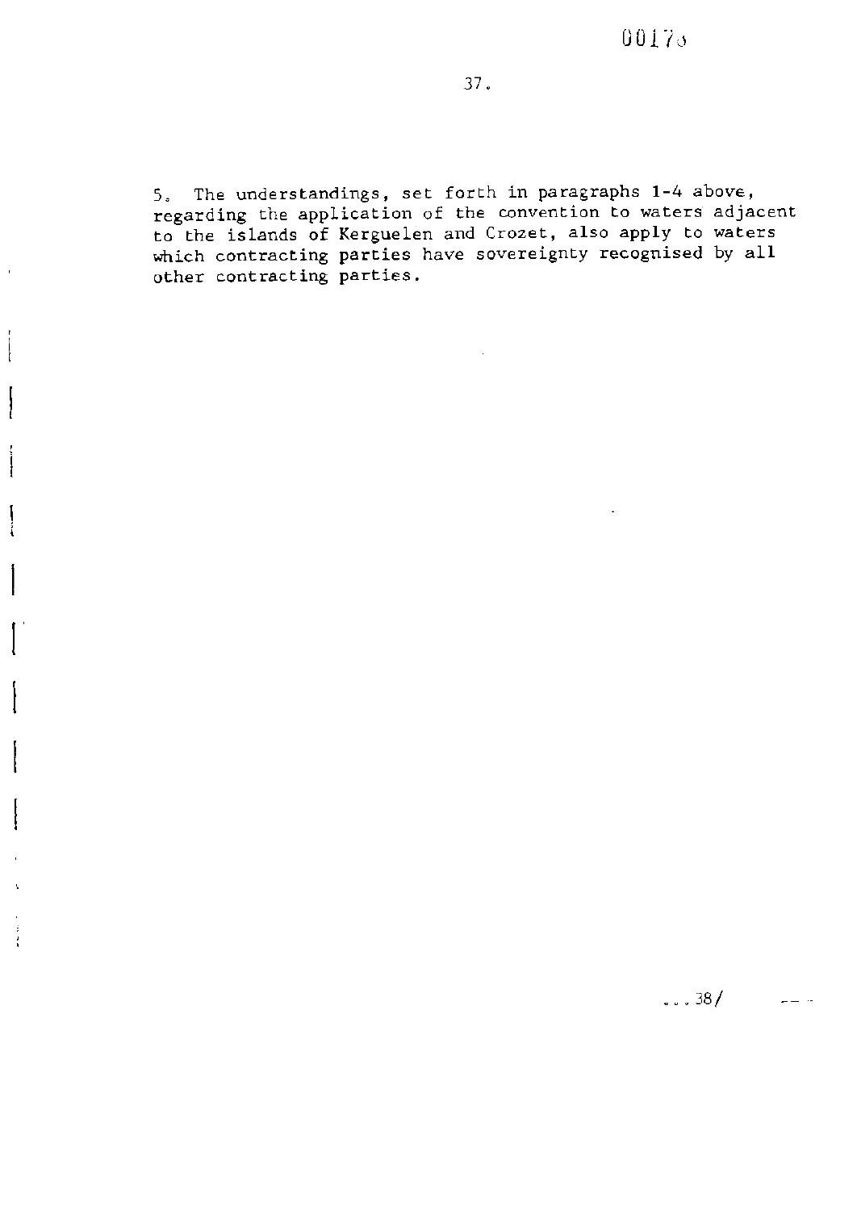5. The understandings, set forth in paragraphs 1-4 above, regarding the application of the convention to waters adjacent to the islands of Kerguelen and Crozet, also apply to waters which contracting parties have sovereignty recognised by all other contracting parties.

...38/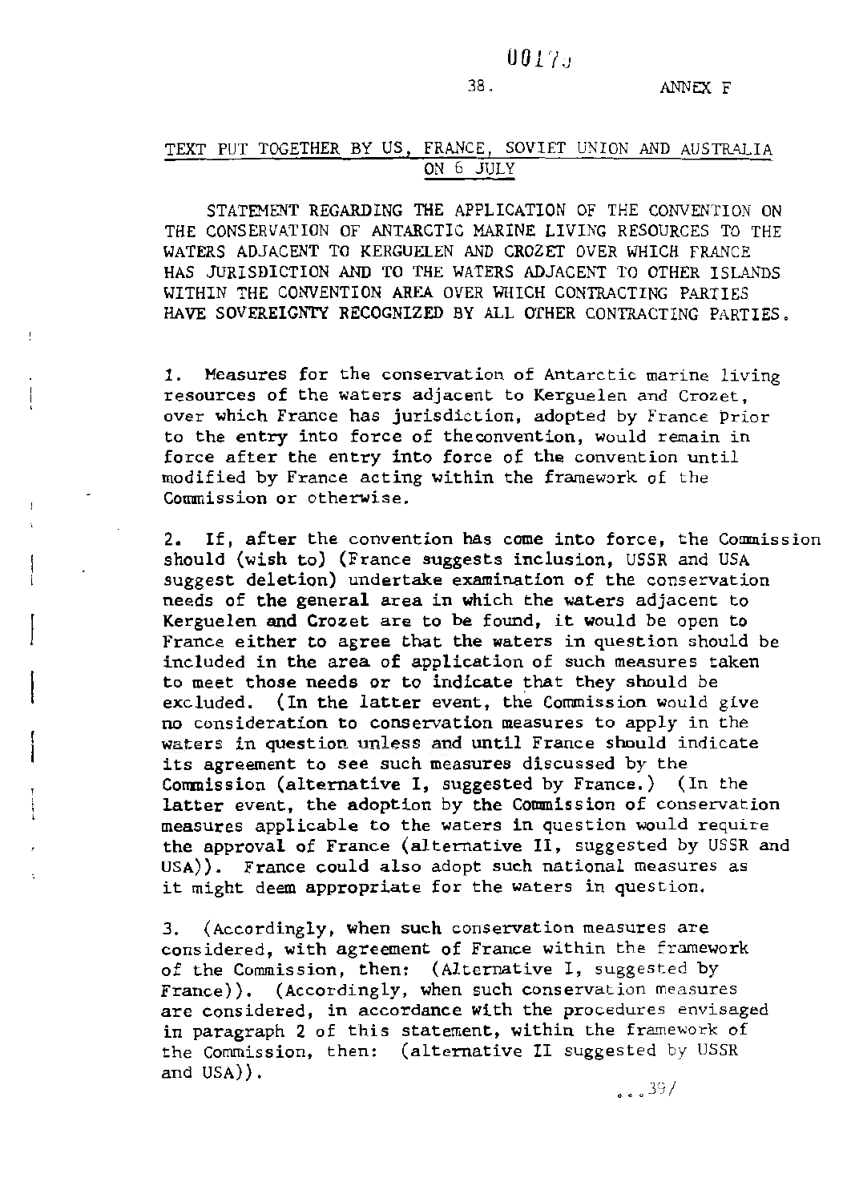ANNEX F

## TEXT PUT TOGETHER BY US, FRANCE, SOVIET UNION AND AUSTRALIA ON 6 JULY

STATEMENT REGARDING THE APPLICATION OF THE CONVENTION ON THE CONSERVATION OF ANTARCTIC MARINE LIVING RESOURCES TO THE WATERS ADJACENT TO KERGUELEN AND CROZET OVER WHICH FRANCE HAS JURISDICTION AND TO THE WATERS ADJACENT TO OTHER ISLANDS WITHIN THE CONVENTION AREA OVER WHICH CONTRACTING PARTIES HAVE SOVEREIGNTY RECOGNIZED BY ALL OTHER CONTRACTING PARTIES.

1. Measures for the conservation of Antarctic marine living resources of the waters adjacent to Kerguelen and Crozet, over which France has jurisdiction, adopted by France prior to the entry into force of theconvention, would remain in force after the entry into force of the convention until modified by France acting within the framework of the Commission or otherwise.

2. If, after the convention has come into force, the Commission should (wish to) (France suggests inclusion, USSR and USA suggest deletion) undertake examination of the conservation needs of the general area in which the waters adjacent to Kerguelen and Crozet are to be found, it would be open to France either to agree that the waters in question should be included in the area of application of such measures taken to meet those needs or to indicate that they should be excluded. (In the latter event, the Commission would give no consideration to conservation measures to apply in the waters in question unless and until France should indicate its agreement to see such measures discussed by the Commission (alternative I, suggested by France.) (In the latter event, the adoption by the Commission of conservation measures applicable to the waters in question would require the approval of France (alternative II, suggested by USSR and USA)). France could also adopt such national measures as it might deem appropriate for the waters in question.

3. (Accordingly, when such conservation measures are considered, with agreement of France within the framework of the Commission, then: (Alternative I, suggested by France)). (Accordingly, when such conservation measures are considered, in accordance with the procedures envisaged in paragraph 2 of this statement, within the framework of the Commission, then: (alternative II suggested by USSR and USA)).

...39/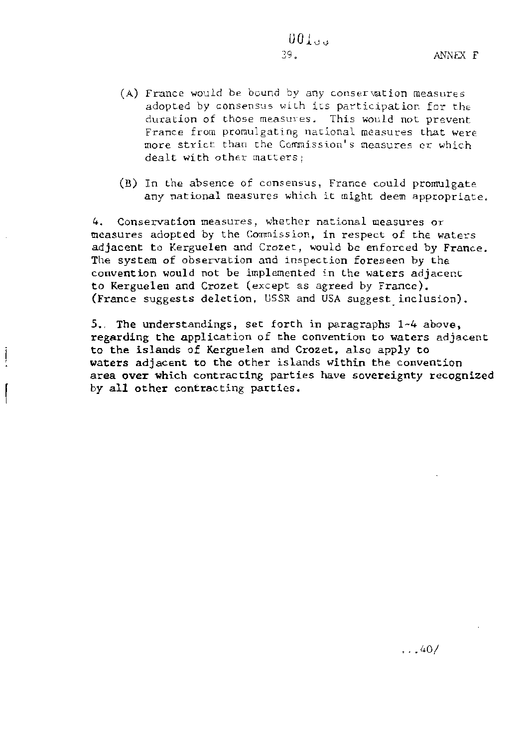(A) France would be bound by any conservation measures adopted by consensus with its participation for the duration of those measures. This would not prevent France from promulgating national measures that were more strict than the Commission's measures or which dealt with other matters;

(B) In the absence of consensus, France could promulgate any national measures which it might deem appropriate.

4. Conservation measures, whether national measures or measures adopted by the Commission, in respect of the waters adjacent to Kerguelen and Crozet, would be enforced by France. The system of observation and inspection foreseen by the convention would not be implemented in the waters adjacent to Kerguelen and Crozet (except as agreed by France). (France suggests deletion, USSR and USA suggest inclusion).

5. The understandings, set forth in paragraphs 1-4 above, regarding the application of the convention to waters adjacent to the islands of Kerguelen and Crozet, also apply to waters adjacent to the other islands within the convention area over which contracting parties have sovereignty recognized by all other contracting parties.

...40/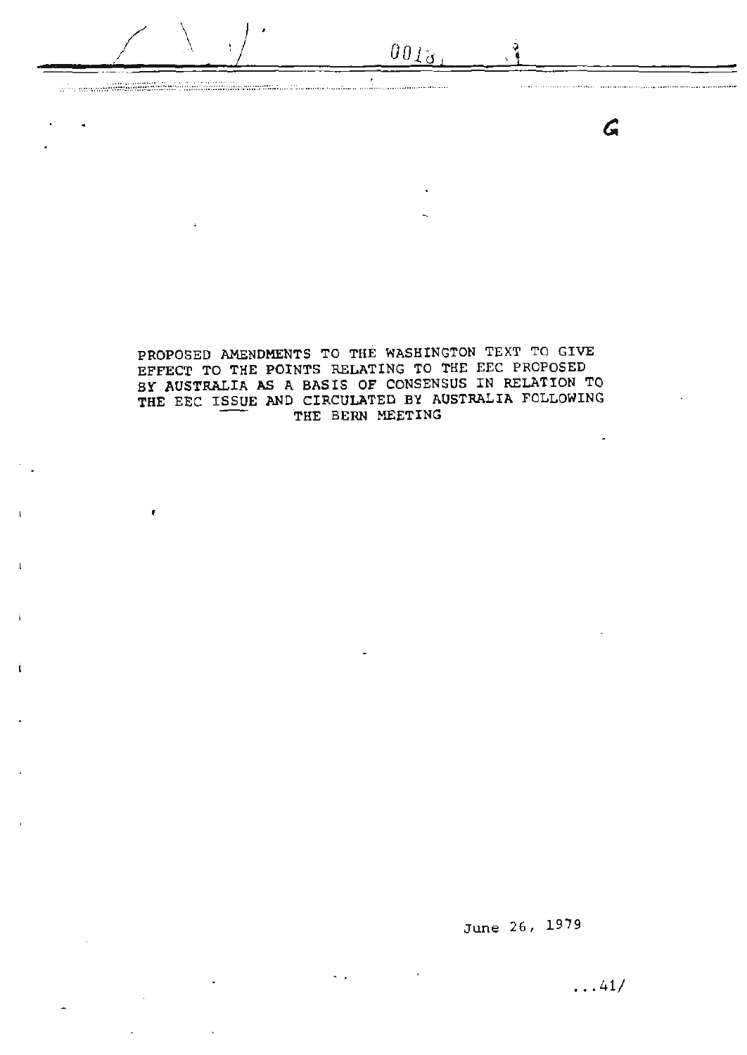G

PROPOSED AMENDMENTS TO THE WASHINGTON TEXT TO GIVE EFFECT TO THE POINTS RELATING TO THE EEC PROPOSED BY AUSTRALIA AS A BASIS OF CONSENSUS IN RELATION TO THE EEC ISSUE AND CIRCULATED BY AUSTRALIA FOLLOWING THE BERN MEETING

June 26, 1979

...41/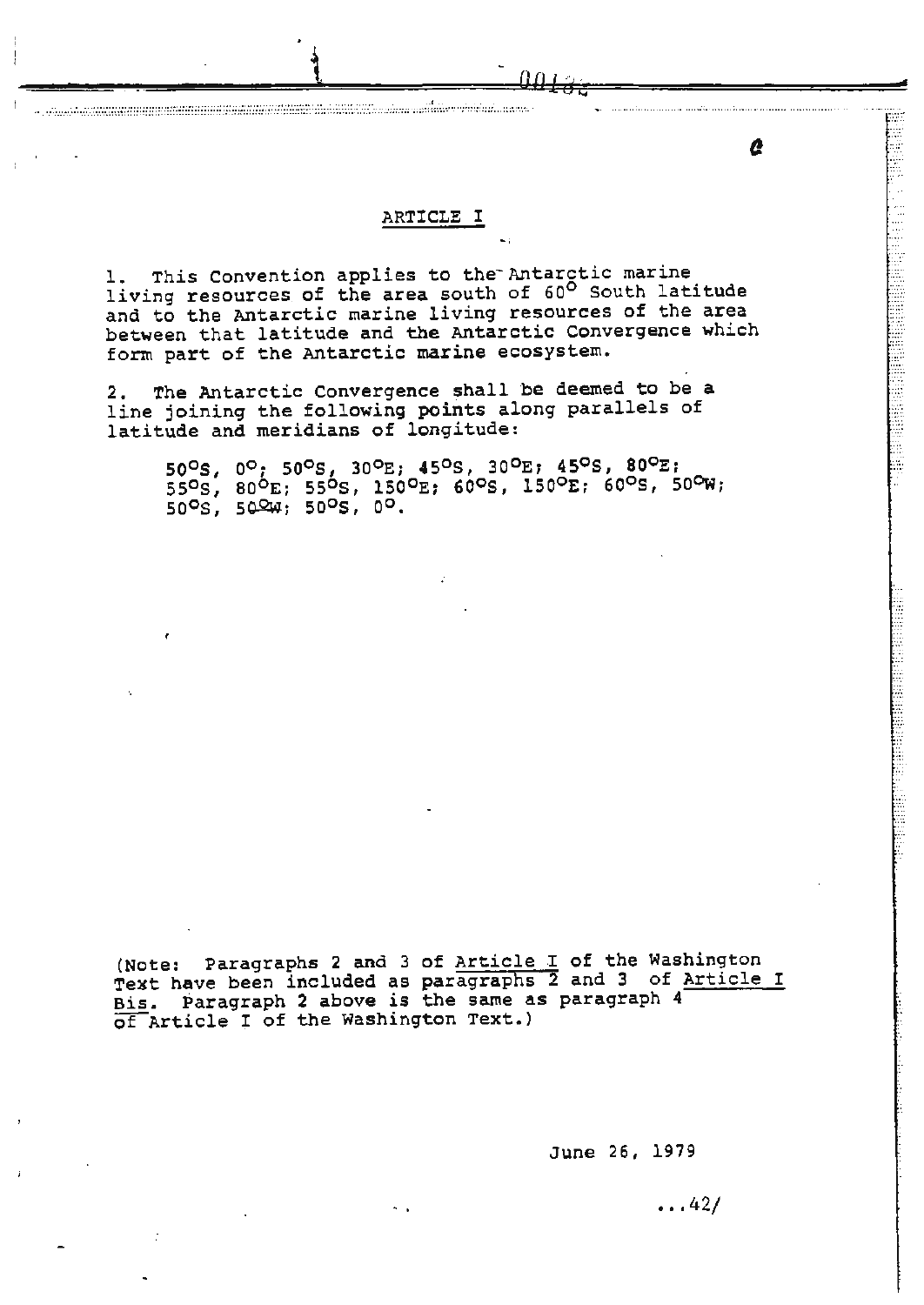## ARTICLE I

1. This Convention applies to the Antarctic marine living resources of the area south of 60° South latitude and to the Antarctic marine living resources of the area between that latitude and the Antarctic Convergence which form part of the Antarctic marine ecosystem.

2. The Antarctic Convergence shall be deemed to be a line joining the following points along parallels of latitude and meridians of longitude:

> 50°S, 0°; 50°S, 30°E; 45°S, 30°E; 45°S, 80°E; 55°S, 80°E; 55°S, 150°E; 60°S, 150°E; 60°S, 50°W; 50°S, 50°W; 50°S, 0°.

(Note: Paragraphs 2 and 3 of Article I of the Washington Text have been included as paragraphs 2 and 3 of Article I Bis. Paragraph 2 above is the same as paragraph 4 of Article I of the Washington Text.)

June 26, 1979

...42/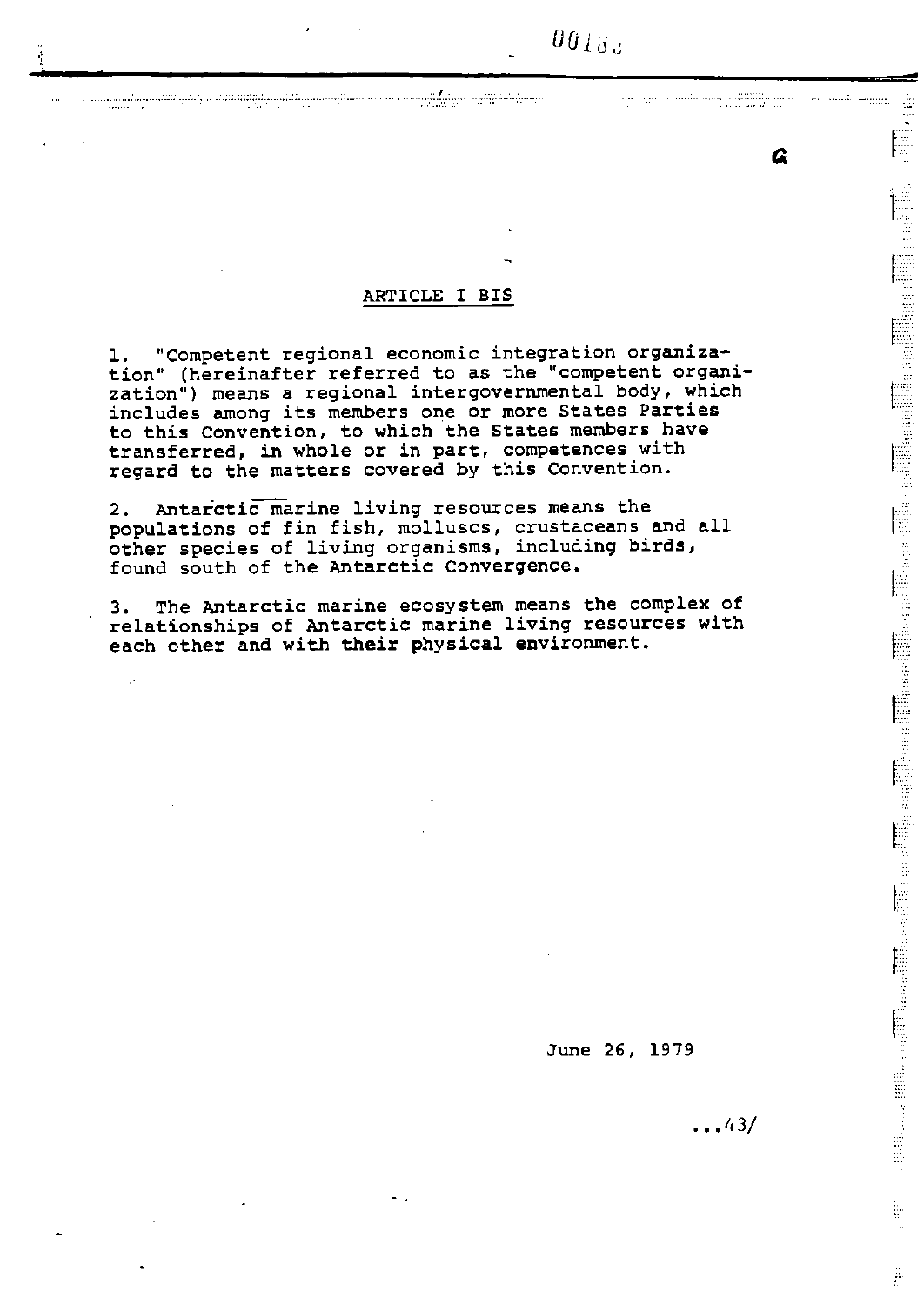## ARTICLE I BIS

1. "Competent regional economic integration organization" (hereinafter referred to as the "competent organization") means a regional intergovernmental body, which includes among its members one or more States Parties to this Convention, to which the States members have transferred, in whole or in part, competences with regard to the matters covered by this Convention.

2. Antarctic marine living resources means the populations of fin fish, molluscs, crustaceans and all other species of living organisms, including birds, found south of the Antarctic Convergence.

3. The Antarctic marine ecosystem means the complex of relationships of Antarctic marine living resources with each other and with their physical environment.

June 26, 1979

...43/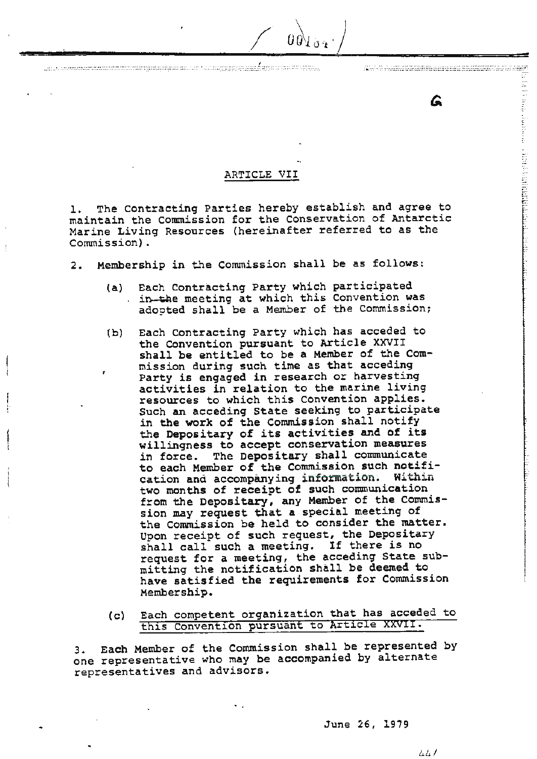## ARTICLE VII

1. The Contracting Parties hereby establish and agree to maintain the Commission for the Conservation of Antarctic Marine Living Resources (hereinafter referred to as the Commission).

2. Membership in the Commission shall be as follows:

   (a) Each Contracting Party which participated in the meeting at which this Convention was adopted shall be a Member of the Commission;

   (b) Each Contracting Party which has acceded to the Convention pursuant to Article XXVII shall be entitled to be a Member of the Commission during such time as that acceding Party is engaged in research or harvesting activities in relation to the marine living resources to which this Convention applies. Such an acceding State seeking to participate in the work of the Commission shall notify the Depositary of its activities and of its willingness to accept conservation measures in force. The Depositary shall communicate to each Member of the Commission such notification and accompanying information. Within two months of receipt of such communication from the Depositary, any Member of the Commission may request that a special meeting of the Commission be held to consider the matter. Upon receipt of such request, the Depositary shall call such a meeting. If there is no request for a meeting, the acceding State submitting the notification shall be deemed to have satisfied the requirements for Commission Membership.

   (c) Each competent organization that has acceded to this Convention pursuant to Article XXVII.

3. Each Member of the Commission shall be represented by one representative who may be accompanied by alternate representatives and advisors.

June 26, 1979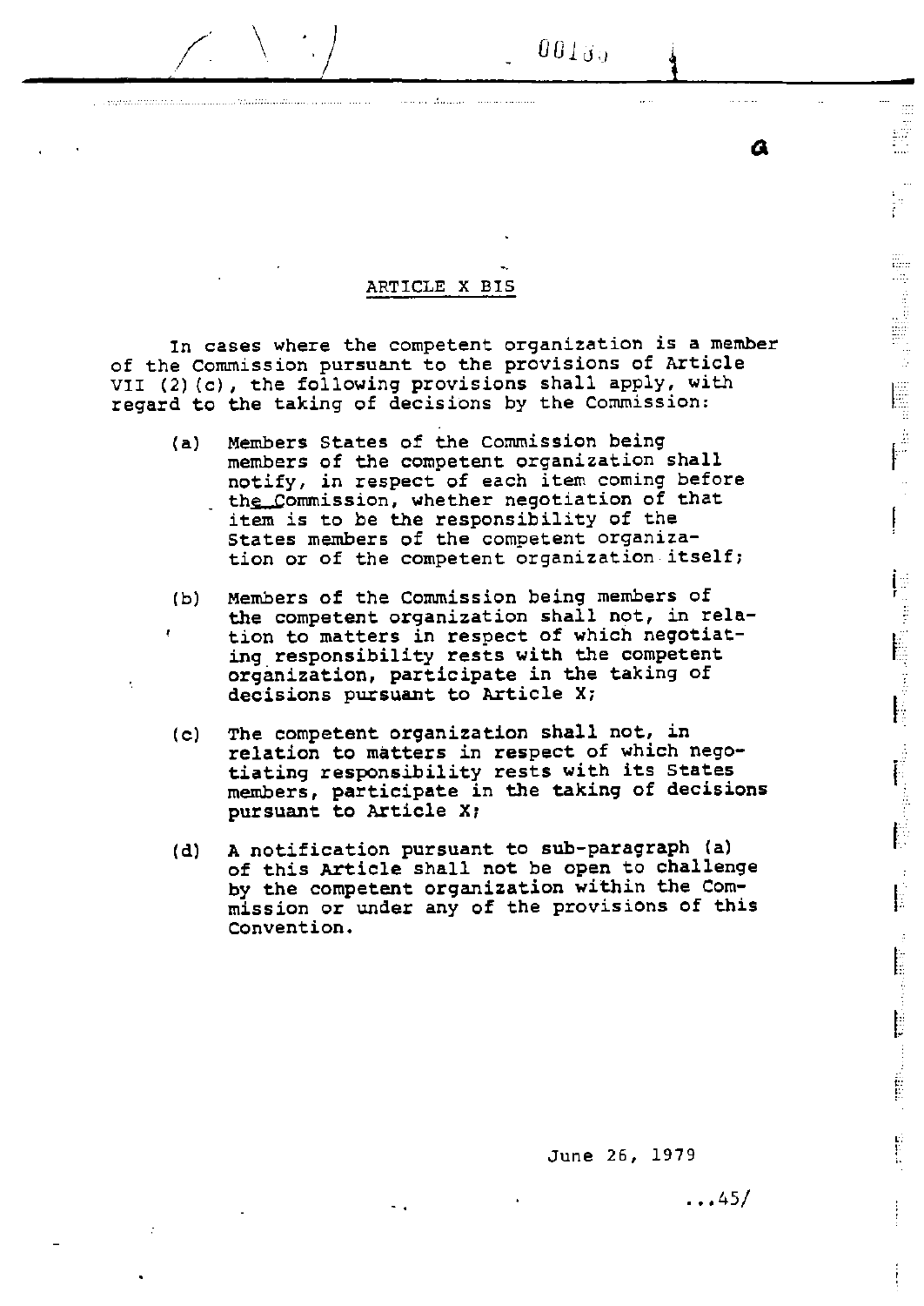## ARTICLE X BIS

In cases where the competent organization is a member of the Commission pursuant to the provisions of Article VII (2)(c), the following provisions shall apply, with regard to the taking of decisions by the Commission:

(a) Members States of the Commission being members of the competent organization shall notify, in respect of each item coming before the Commission, whether negotiation of that item is to be the responsibility of the States members of the competent organization or of the competent organization itself;

(b) Members of the Commission being members of the competent organization shall not, in relation to matters in respect of which negotiating responsibility rests with the competent organization, participate in the taking of decisions pursuant to Article X;

(c) The competent organization shall not, in relation to matters in respect of which negotiating responsibility rests with its States members, participate in the taking of decisions pursuant to Article X;

(d) A notification pursuant to sub-paragraph (a) of this Article shall not be open to challenge by the competent organization within the Commission or under any of the provisions of this Convention.

June 26, 1979

...45/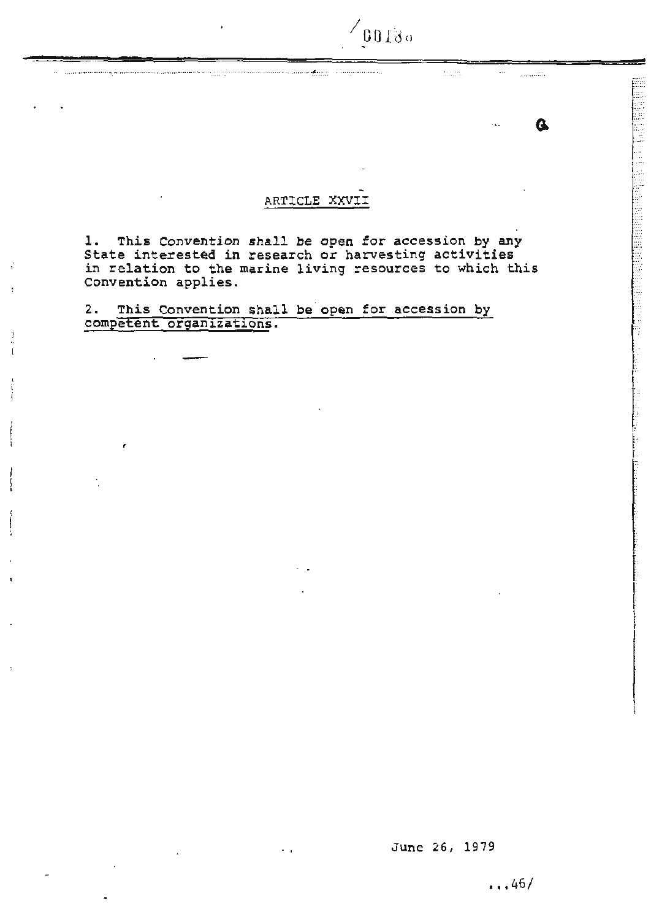## ARTICLE XXVII

1. This Convention shall be open for accession by any State interested in research or harvesting activities in relation to the marine living resources to which this Convention applies.

2. <u>This Convention shall be open for accession by competent organizations.</u>

June 26, 1979

...46/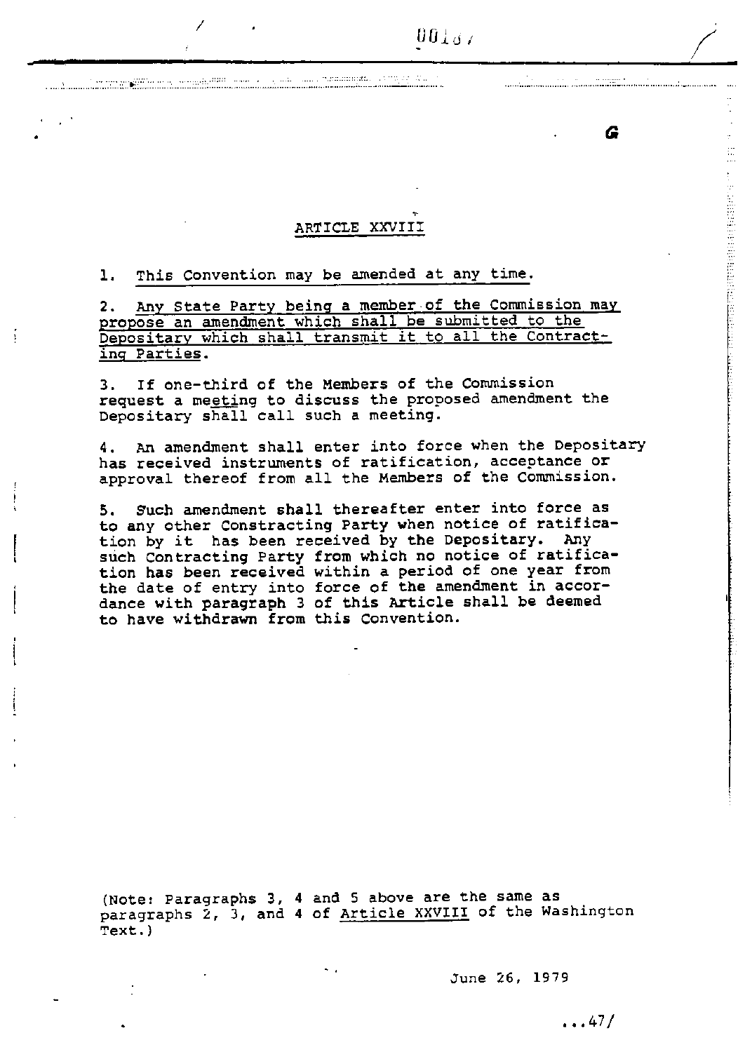G

## ARTICLE XXVIII

1. This Convention may be amended at any time.

2. Any State Party being a member of the Commission may propose an amendment which shall be submitted to the Depositary which shall transmit it to all the Contracting Parties.

3. If one-third of the Members of the Commission request a meeting to discuss the proposed amendment the Depositary shall call such a meeting.

4. An amendment shall enter into force when the Depositary has received instruments of ratification, acceptance or approval thereof from all the Members of the Commission.

5. Such amendment shall thereafter enter into force as to any other Constracting Party when notice of ratification by it has been received by the Depositary. Any such Contracting Party from which no notice of ratification has been received within a period of one year from the date of entry into force of the amendment in accordance with paragraph 3 of this Article shall be deemed to have withdrawn from this Convention.

(Note: Paragraphs 3, 4 and 5 above are the same as paragraphs 2, 3, and 4 of Article XXVIII of the Washington Text.)

June 26, 1979

...47/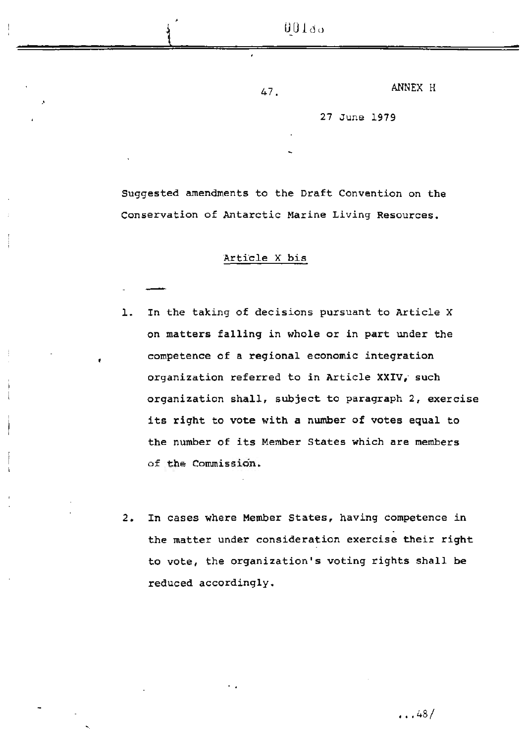ANNEX H

27 June 1979

Suggested amendments to the Draft Convention on the Conservation of Antarctic Marine Living Resources.

## Article X bis

1. In the taking of decisions pursuant to Article X on matters falling in whole or in part under the competence of a regional economic integration organization referred to in Article XXIV, such organization shall, subject to paragraph 2, exercise its right to vote with a number of votes equal to the number of its Member States which are members of the Commission.

2. In cases where Member States, having competence in the matter under consideration exercise their right to vote, the organization's voting rights shall be reduced accordingly.

...48/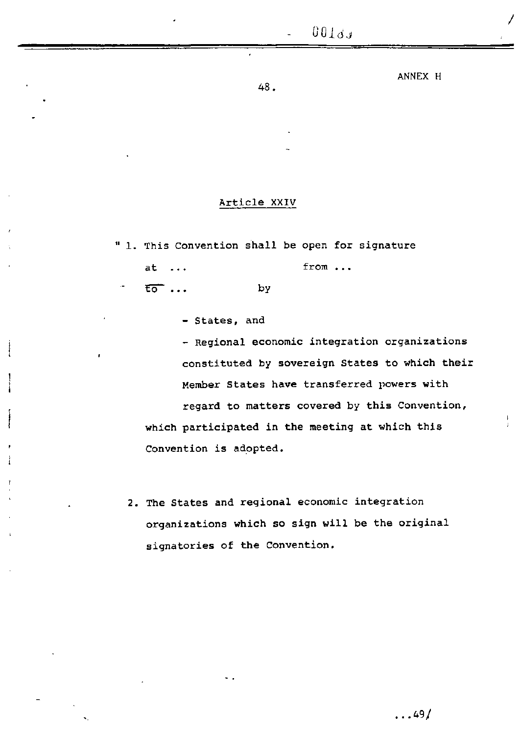ANNEX H

## Article XXIV

" 1. This Convention shall be open for signature at ... from ... to ... by

- States, and
- Regional economic integration organizations constituted by sovereign States to which their Member States have transferred powers with regard to matters covered by this Convention,

which participated in the meeting at which this Convention is adopted.

2. The States and regional economic integration organizations which so sign will be the original signatories of the Convention.

...49/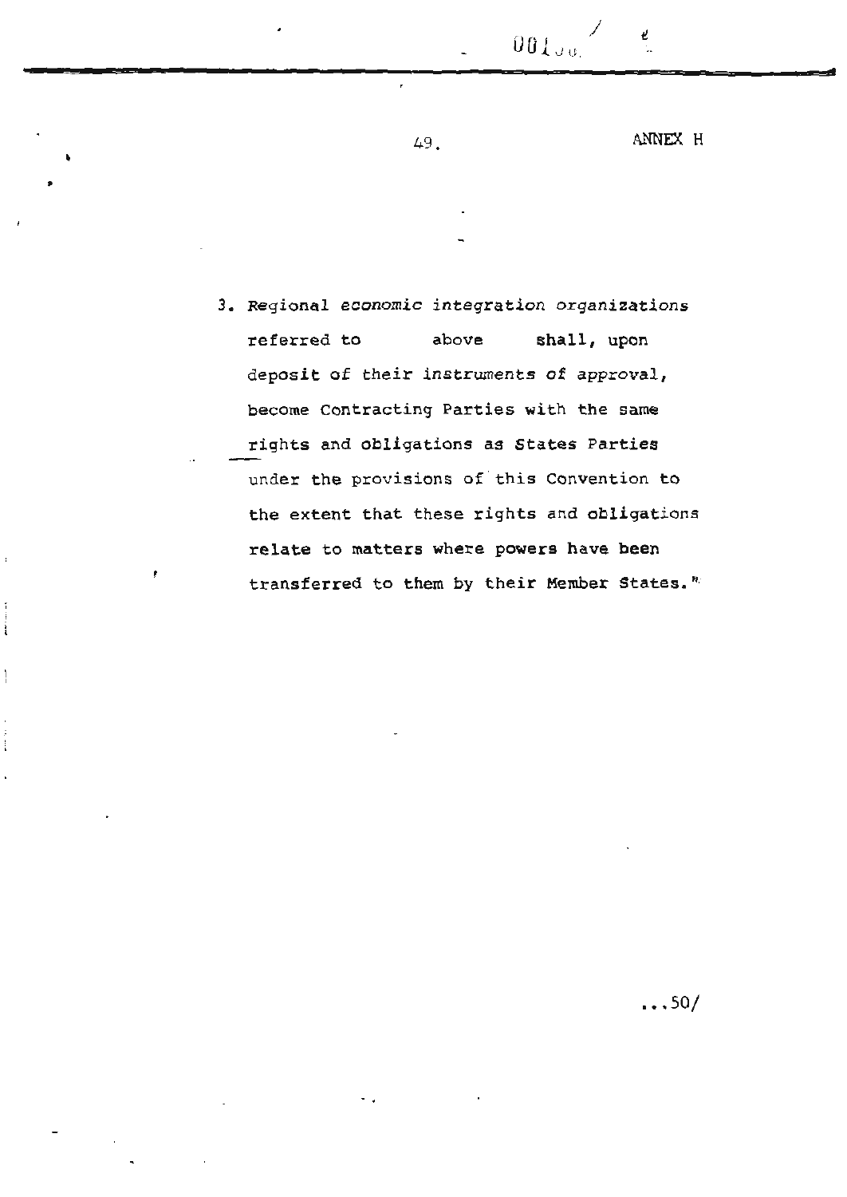ANNEX H

3. Regional economic integration organizations referred to above shall, upon deposit of their instruments of approval, become Contracting Parties with the same rights and obligations as States Parties under the provisions of this Convention to the extent that these rights and obligations relate to matters where powers have been transferred to them by their Member States."

...50/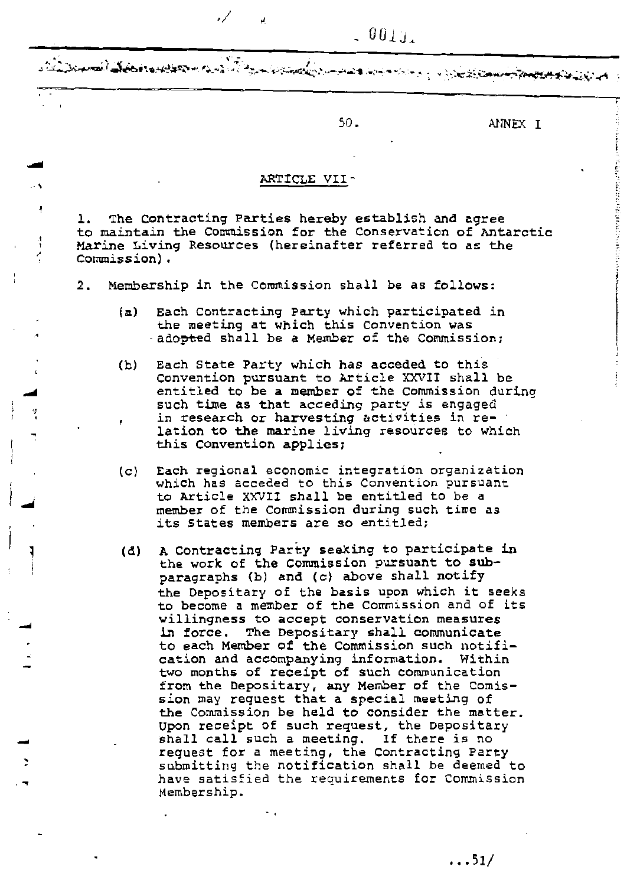ANNEX I

## ARTICLE VII

1. The Contracting Parties hereby establish and agree to maintain the Commission for the Conservation of Antarctic Marine Living Resources (hereinafter referred to as the Commission).

2. Membership in the Commission shall be as follows:

   (a) Each Contracting Party which participated in the meeting at which this Convention was adopted shall be a Member of the Commission;

   (b) Each State Party which has acceded to this Convention pursuant to Article XXVII shall be entitled to be a member of the Commission during such time as that acceding party is engaged in research or harvesting activities in relation to the marine living resources to which this Convention applies;

   (c) Each regional economic integration organization which has acceded to this Convention pursuant to Article XXVII shall be entitled to be a member of the Commission during such time as its States members are so entitled;

   (d) A Contracting Party seeking to participate in the work of the Commission pursuant to sub-paragraphs (b) and (c) above shall notify the Depositary of the basis upon which it seeks to become a member of the Commission and of its willingness to accept conservation measures in force. The Depositary shall communicate to each Member of the Commission such notification and accompanying information. Within two months of receipt of such communication from the Depositary, any Member of the Comission may request that a special meeting of the Commission be held to consider the matter. Upon receipt of such request, the Depositary shall call such a meeting. If there is no request for a meeting, the Contracting Party submitting the notification shall be deemed to have satisfied the requirements for Commission Membership.

...51/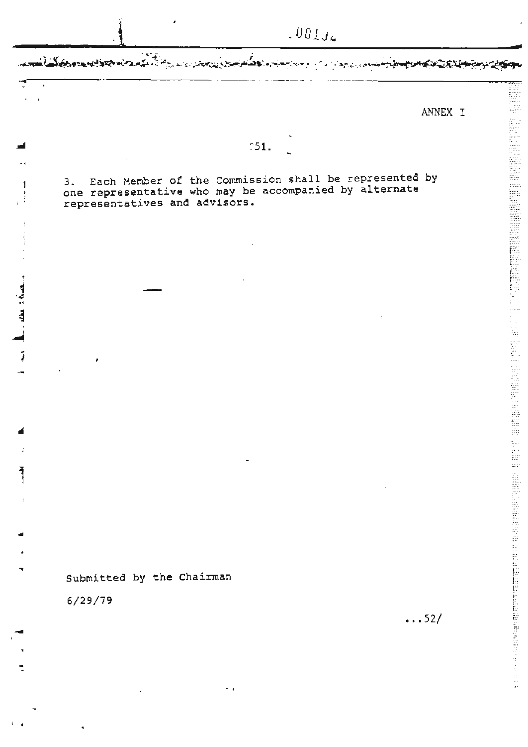ANNEX I

3. Each Member of the Commission shall be represented by one representative who may be accompanied by alternate representatives and advisors.

Submitted by the Chairman

6/29/79

...52/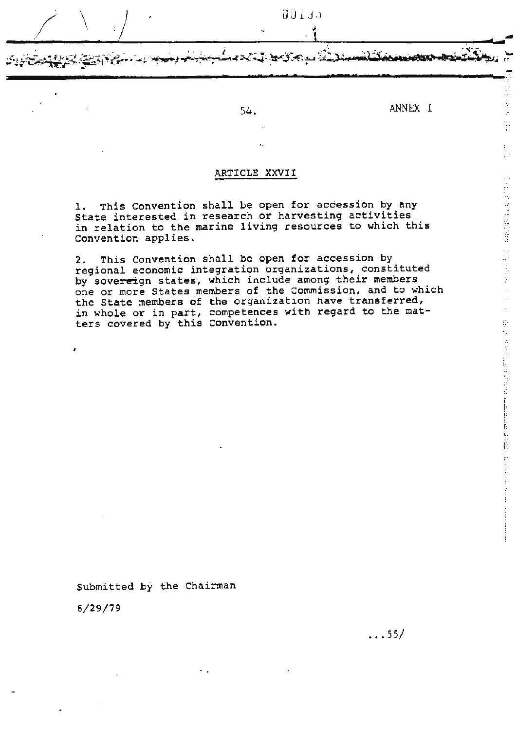ANNEX I

ARTICLE XXVII

1. This Convention shall be open for accession by any State interested in research or harvesting activities in relation to the marine living resources to which this Convention applies.

2. This Convention shall be open for accession by regional economic integration organizations, constituted by sovereign states, which include among their members one or more States members of the Commission, and to which the State members of the organization have transferred, in whole or in part, competences with regard to the matters covered by this Convention.

Submitted by the Chairman

6/29/79

...55/